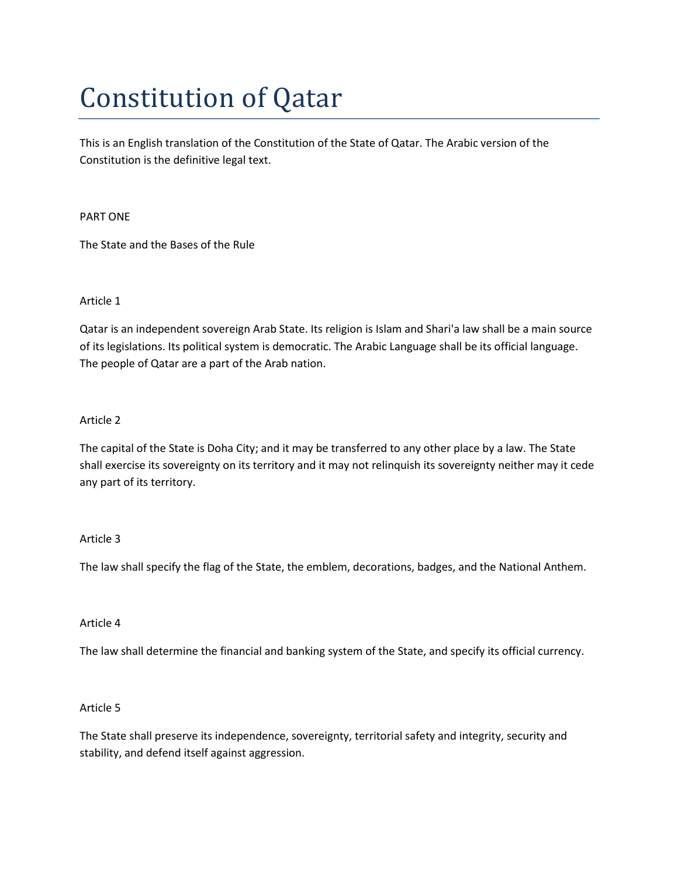# Constitution of Qatar

This is an English translation of the Constitution of the State of Qatar. The Arabic version of the Constitution is the definitive legal text.

## PART ONE

### The State and the Bases of the Rule

#### Article 1

Qatar is an independent sovereign Arab State. Its religion is Islam and Shari'a law shall be a main source of its legislations. Its political system is democratic. The Arabic Language shall be its official language. The people of Qatar are a part of the Arab nation.

#### Article 2

The capital of the State is Doha City; and it may be transferred to any other place by a law. The State shall exercise its sovereignty on its territory and it may not relinquish its sovereignty neither may it cede any part of its territory.

#### Article 3

The law shall specify the flag of the State, the emblem, decorations, badges, and the National Anthem.

#### Article 4

The law shall determine the financial and banking system of the State, and specify its official currency.

#### Article 5

The State shall preserve its independence, sovereignty, territorial safety and integrity, security and stability, and defend itself against aggression.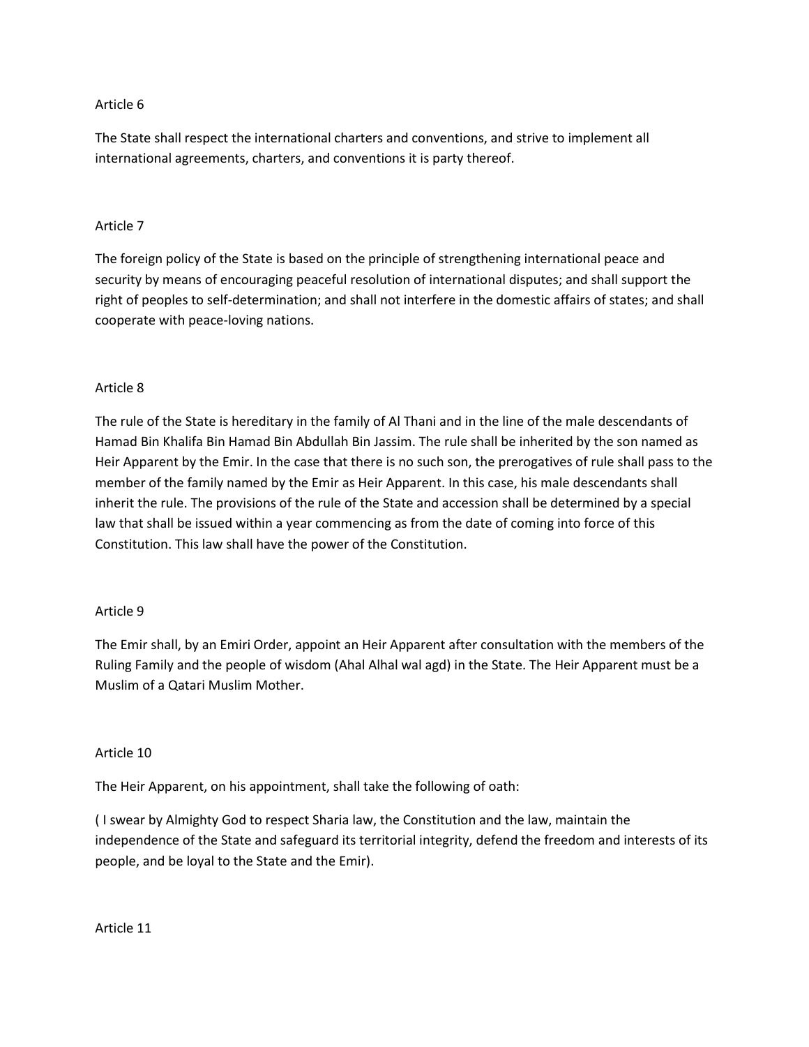Article 6

The State shall respect the international charters and conventions, and strive to implement all international agreements, charters, and conventions it is party thereof.

Article 7

The foreign policy of the State is based on the principle of strengthening international peace and security by means of encouraging peaceful resolution of international disputes; and shall support the right of peoples to self-determination; and shall not interfere in the domestic affairs of states; and shall cooperate with peace-loving nations.

Article 8

The rule of the State is hereditary in the family of Al Thani and in the line of the male descendants of Hamad Bin Khalifa Bin Hamad Bin Abdullah Bin Jassim. The rule shall be inherited by the son named as Heir Apparent by the Emir. In the case that there is no such son, the prerogatives of rule shall pass to the member of the family named by the Emir as Heir Apparent. In this case, his male descendants shall inherit the rule. The provisions of the rule of the State and accession shall be determined by a special law that shall be issued within a year commencing as from the date of coming into force of this Constitution. This law shall have the power of the Constitution.

Article 9

The Emir shall, by an Emiri Order, appoint an Heir Apparent after consultation with the members of the Ruling Family and the people of wisdom (Ahal Alhal wal agd) in the State. The Heir Apparent must be a Muslim of a Qatari Muslim Mother.

Article 10

The Heir Apparent, on his appointment, shall take the following of oath:

( I swear by Almighty God to respect Sharia law, the Constitution and the law, maintain the independence of the State and safeguard its territorial integrity, defend the freedom and interests of its people, and be loyal to the State and the Emir).

Article 11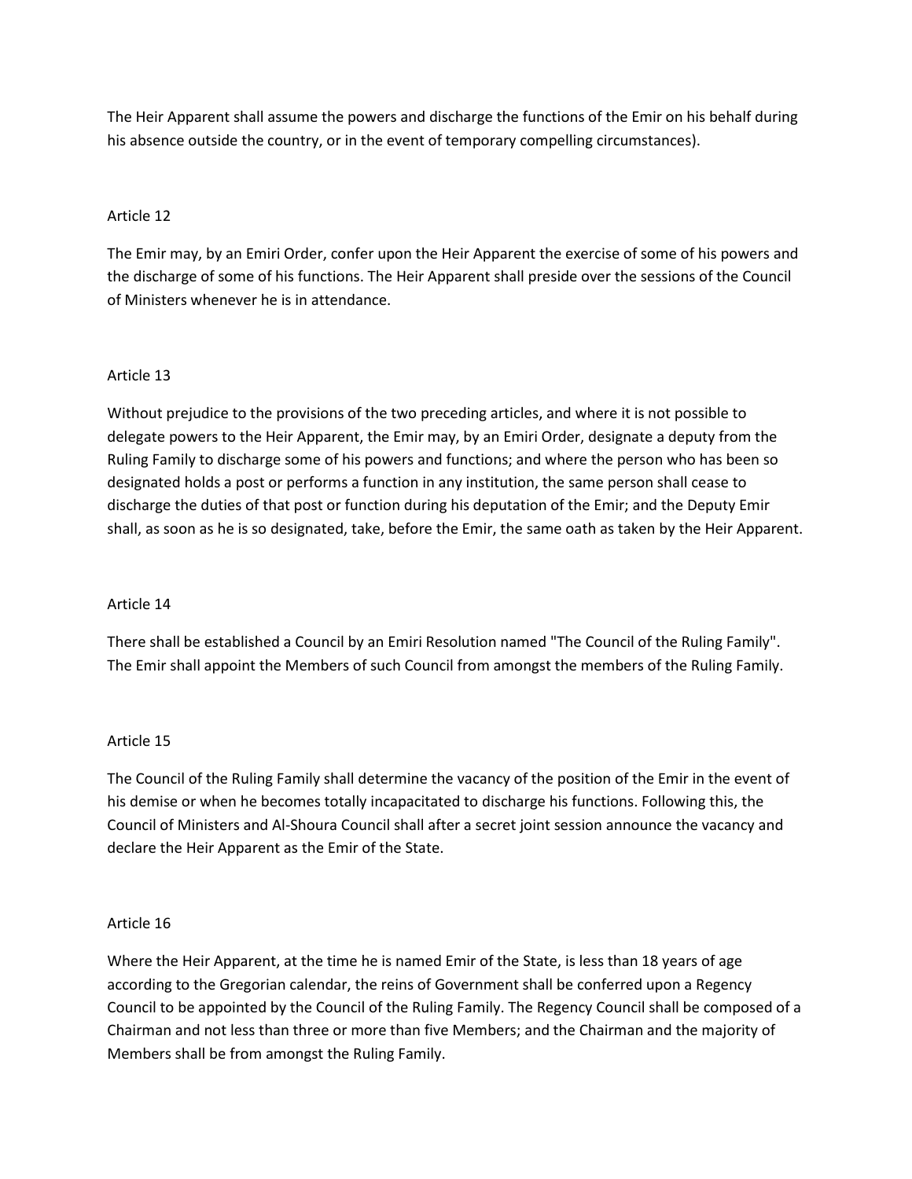The Heir Apparent shall assume the powers and discharge the functions of the Emir on his behalf during his absence outside the country, or in the event of temporary compelling circumstances).

Article 12

The Emir may, by an Emiri Order, confer upon the Heir Apparent the exercise of some of his powers and the discharge of some of his functions. The Heir Apparent shall preside over the sessions of the Council of Ministers whenever he is in attendance.

Article 13

Without prejudice to the provisions of the two preceding articles, and where it is not possible to delegate powers to the Heir Apparent, the Emir may, by an Emiri Order, designate a deputy from the Ruling Family to discharge some of his powers and functions; and where the person who has been so designated holds a post or performs a function in any institution, the same person shall cease to discharge the duties of that post or function during his deputation of the Emir; and the Deputy Emir shall, as soon as he is so designated, take, before the Emir, the same oath as taken by the Heir Apparent.

Article 14

There shall be established a Council by an Emiri Resolution named "The Council of the Ruling Family". The Emir shall appoint the Members of such Council from amongst the members of the Ruling Family.

Article 15

The Council of the Ruling Family shall determine the vacancy of the position of the Emir in the event of his demise or when he becomes totally incapacitated to discharge his functions. Following this, the Council of Ministers and Al-Shoura Council shall after a secret joint session announce the vacancy and declare the Heir Apparent as the Emir of the State.

Article 16

Where the Heir Apparent, at the time he is named Emir of the State, is less than 18 years of age according to the Gregorian calendar, the reins of Government shall be conferred upon a Regency Council to be appointed by the Council of the Ruling Family. The Regency Council shall be composed of a Chairman and not less than three or more than five Members; and the Chairman and the majority of Members shall be from amongst the Ruling Family.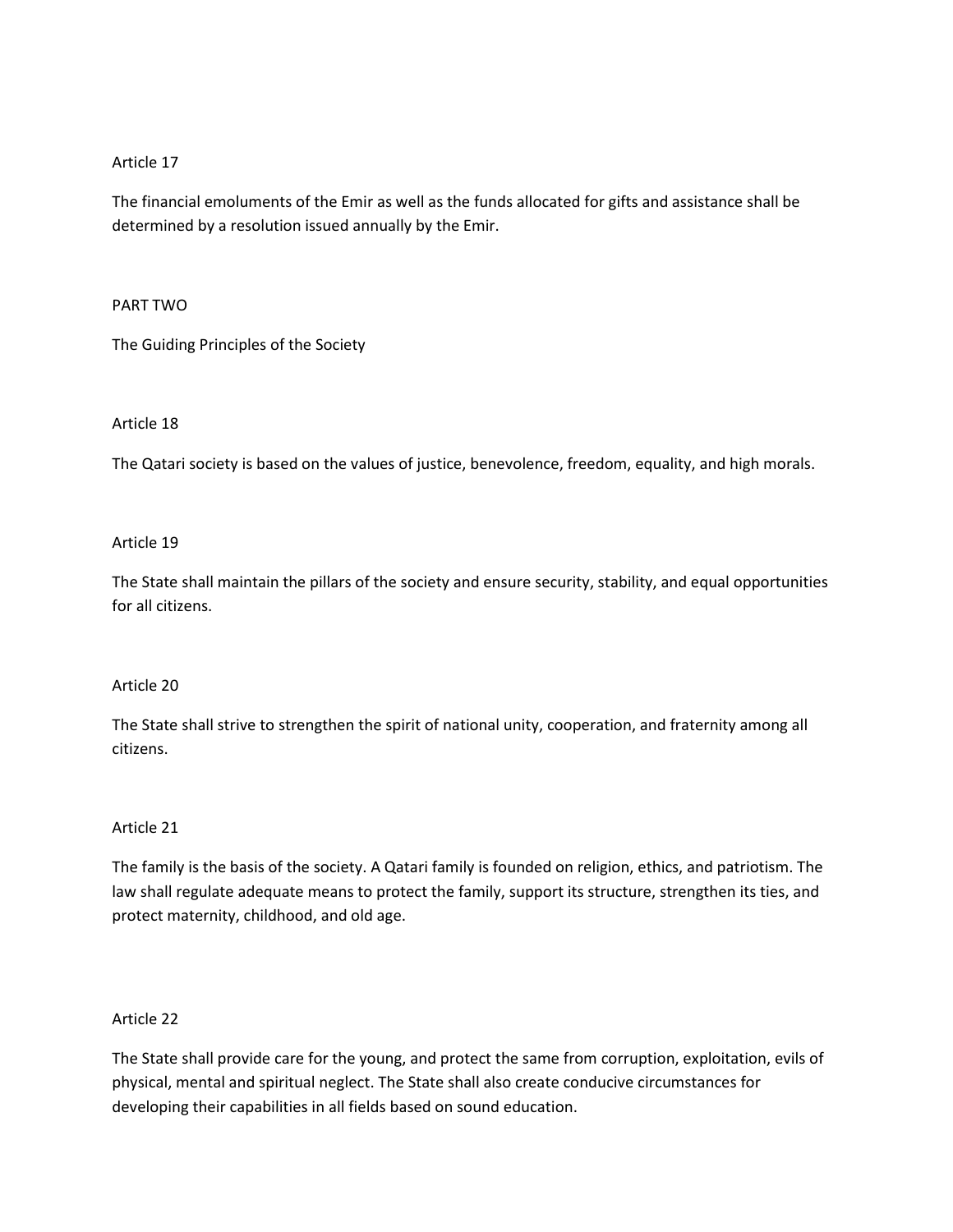### Article 17

The financial emoluments of the Emir as well as the funds allocated for gifts and assistance shall be determined by a resolution issued annually by the Emir.

## PART TWO

## The Guiding Principles of the Society

### Article 18

The Qatari society is based on the values of justice, benevolence, freedom, equality, and high morals.

### Article 19

The State shall maintain the pillars of the society and ensure security, stability, and equal opportunities for all citizens.

### Article 20

The State shall strive to strengthen the spirit of national unity, cooperation, and fraternity among all citizens.

### Article 21

The family is the basis of the society. A Qatari family is founded on religion, ethics, and patriotism. The law shall regulate adequate means to protect the family, support its structure, strengthen its ties, and protect maternity, childhood, and old age.

### Article 22

The State shall provide care for the young, and protect the same from corruption, exploitation, evils of physical, mental and spiritual neglect. The State shall also create conducive circumstances for developing their capabilities in all fields based on sound education.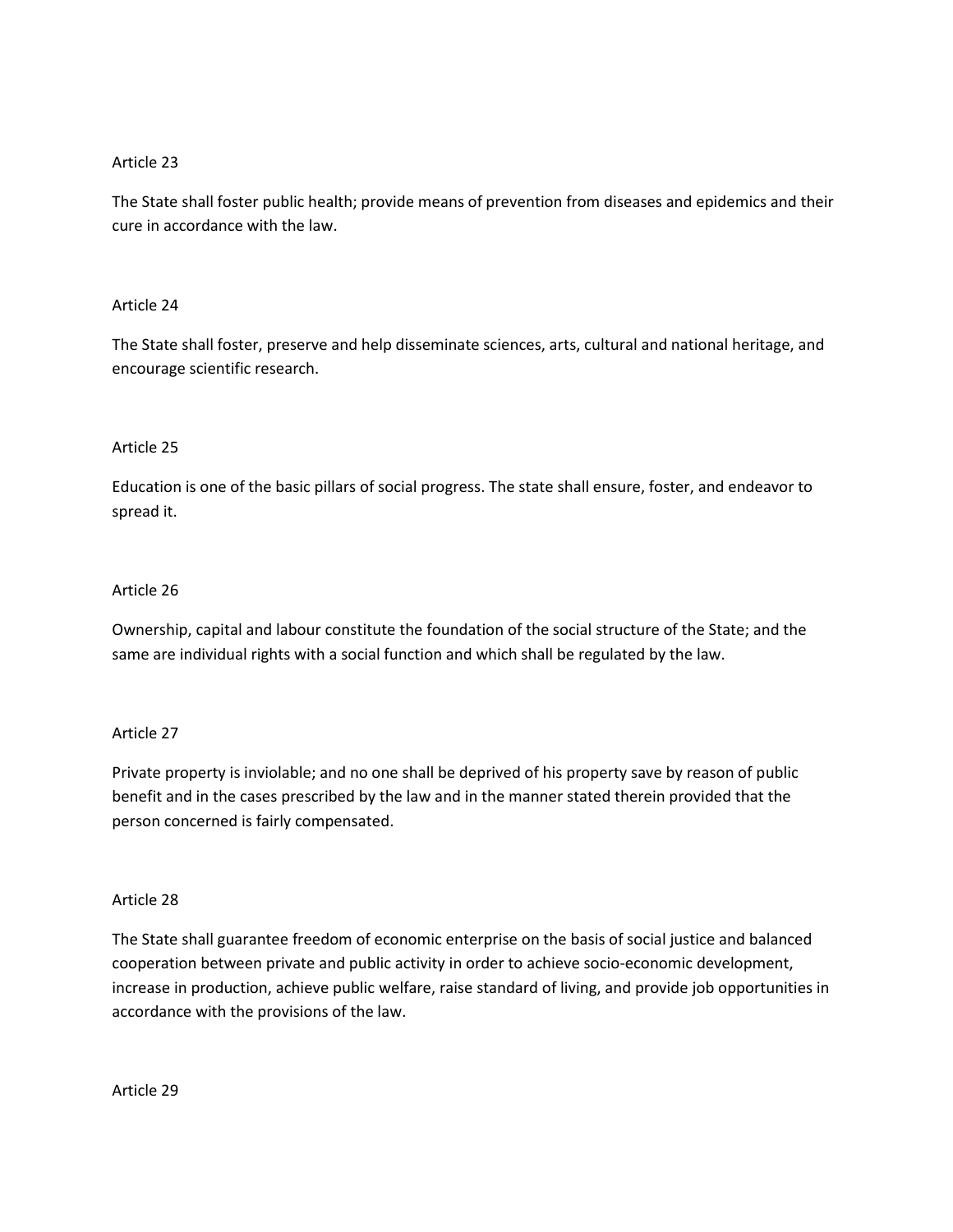Article 23

The State shall foster public health; provide means of prevention from diseases and epidemics and their cure in accordance with the law.

Article 24

The State shall foster, preserve and help disseminate sciences, arts, cultural and national heritage, and encourage scientific research.

Article 25

Education is one of the basic pillars of social progress. The state shall ensure, foster, and endeavor to spread it.

Article 26

Ownership, capital and labour constitute the foundation of the social structure of the State; and the same are individual rights with a social function and which shall be regulated by the law.

Article 27

Private property is inviolable; and no one shall be deprived of his property save by reason of public benefit and in the cases prescribed by the law and in the manner stated therein provided that the person concerned is fairly compensated.

Article 28

The State shall guarantee freedom of economic enterprise on the basis of social justice and balanced cooperation between private and public activity in order to achieve socio-economic development, increase in production, achieve public welfare, raise standard of living, and provide job opportunities in accordance with the provisions of the law.

Article 29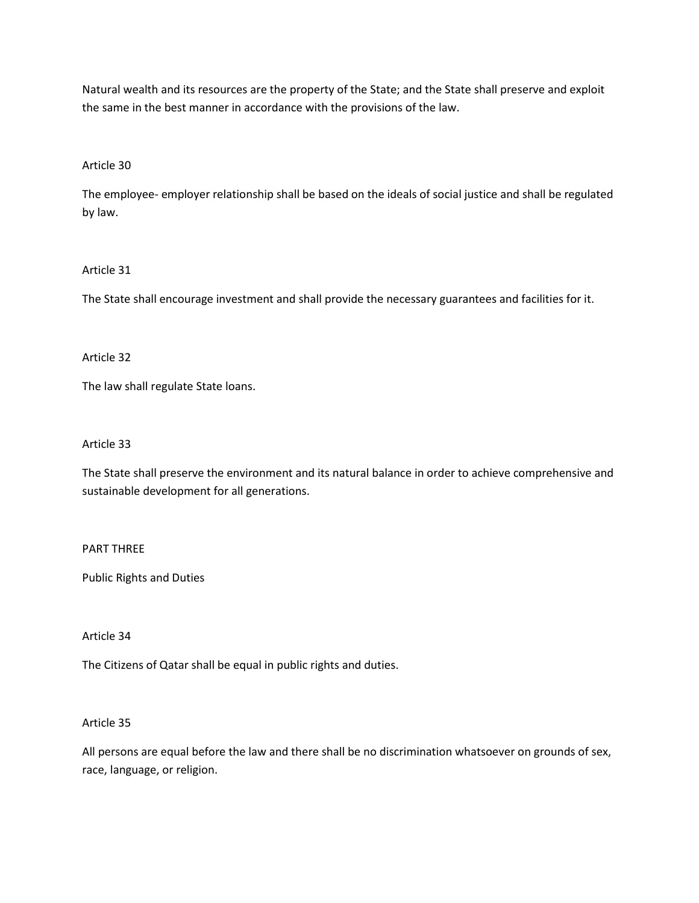Natural wealth and its resources are the property of the State; and the State shall preserve and exploit the same in the best manner in accordance with the provisions of the law.

Article 30

The employee- employer relationship shall be based on the ideals of social justice and shall be regulated by law.

Article 31

The State shall encourage investment and shall provide the necessary guarantees and facilities for it.

Article 32

The law shall regulate State loans.

Article 33

The State shall preserve the environment and its natural balance in order to achieve comprehensive and sustainable development for all generations.

PART THREE

Public Rights and Duties

Article 34

The Citizens of Qatar shall be equal in public rights and duties.

Article 35

All persons are equal before the law and there shall be no discrimination whatsoever on grounds of sex, race, language, or religion.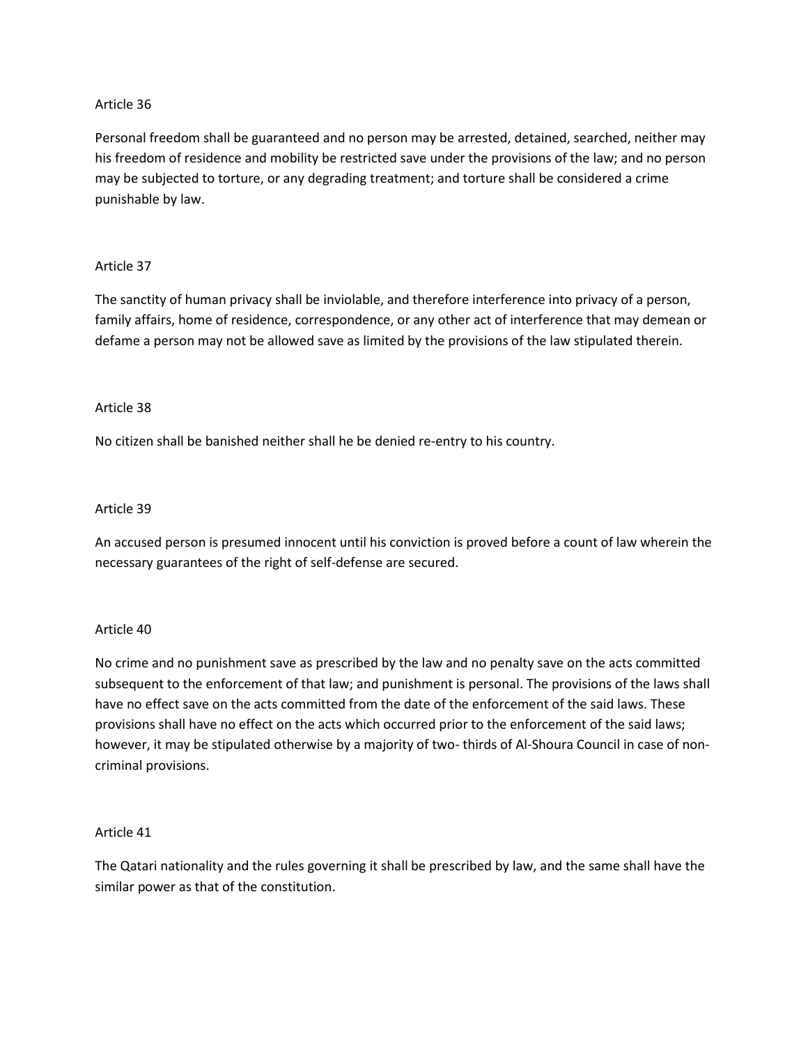Article 36

Personal freedom shall be guaranteed and no person may be arrested, detained, searched, neither may his freedom of residence and mobility be restricted save under the provisions of the law; and no person may be subjected to torture, or any degrading treatment; and torture shall be considered a crime punishable by law.

Article 37

The sanctity of human privacy shall be inviolable, and therefore interference into privacy of a person, family affairs, home of residence, correspondence, or any other act of interference that may demean or defame a person may not be allowed save as limited by the provisions of the law stipulated therein.

Article 38

No citizen shall be banished neither shall he be denied re-entry to his country.

Article 39

An accused person is presumed innocent until his conviction is proved before a count of law wherein the necessary guarantees of the right of self-defense are secured.

Article 40

No crime and no punishment save as prescribed by the law and no penalty save on the acts committed subsequent to the enforcement of that law; and punishment is personal. The provisions of the laws shall have no effect save on the acts committed from the date of the enforcement of the said laws. These provisions shall have no effect on the acts which occurred prior to the enforcement of the said laws; however, it may be stipulated otherwise by a majority of two- thirds of Al-Shoura Council in case of non-criminal provisions.

Article 41

The Qatari nationality and the rules governing it shall be prescribed by law, and the same shall have the similar power as that of the constitution.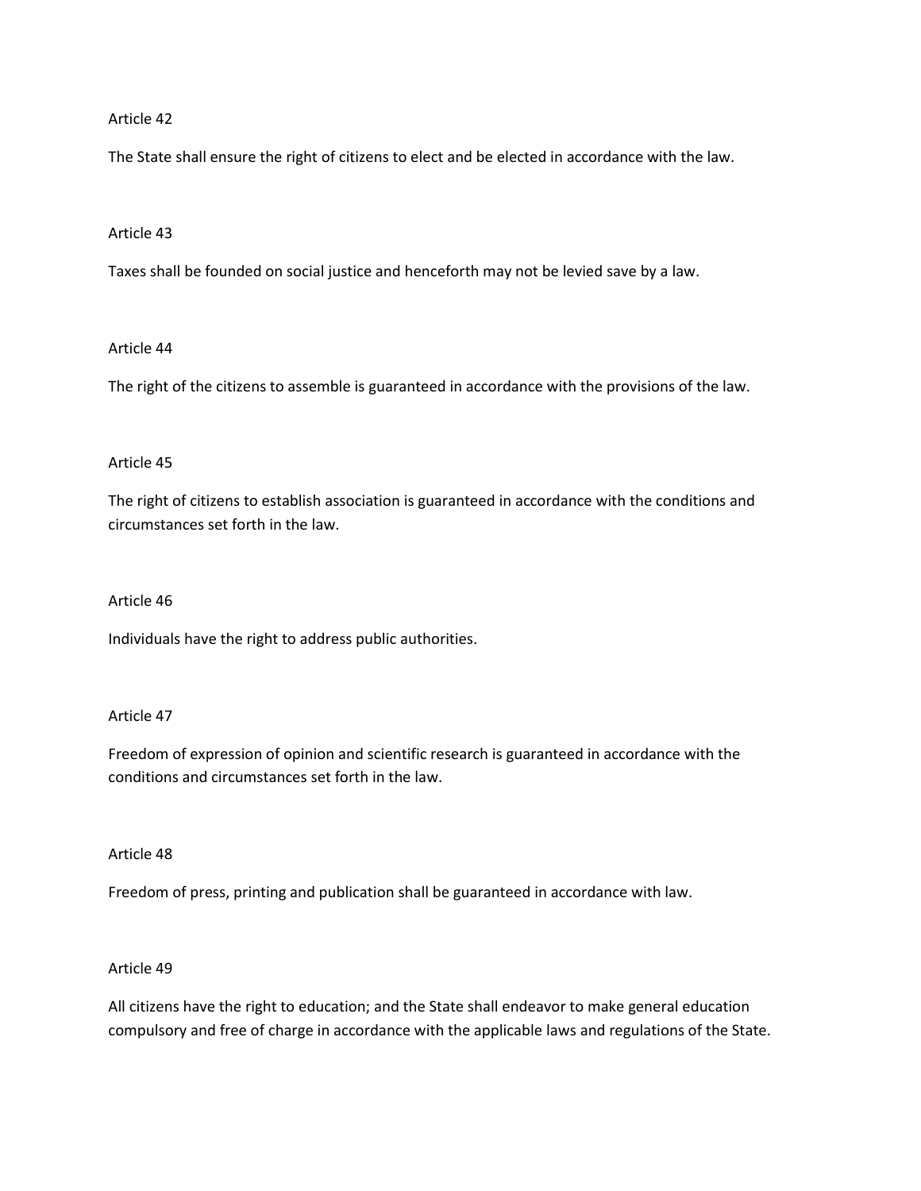Article 42

The State shall ensure the right of citizens to elect and be elected in accordance with the law.

Article 43

Taxes shall be founded on social justice and henceforth may not be levied save by a law.

Article 44

The right of the citizens to assemble is guaranteed in accordance with the provisions of the law.

Article 45

The right of citizens to establish association is guaranteed in accordance with the conditions and circumstances set forth in the law.

Article 46

Individuals have the right to address public authorities.

Article 47

Freedom of expression of opinion and scientific research is guaranteed in accordance with the conditions and circumstances set forth in the law.

Article 48

Freedom of press, printing and publication shall be guaranteed in accordance with law.

Article 49

All citizens have the right to education; and the State shall endeavor to make general education compulsory and free of charge in accordance with the applicable laws and regulations of the State.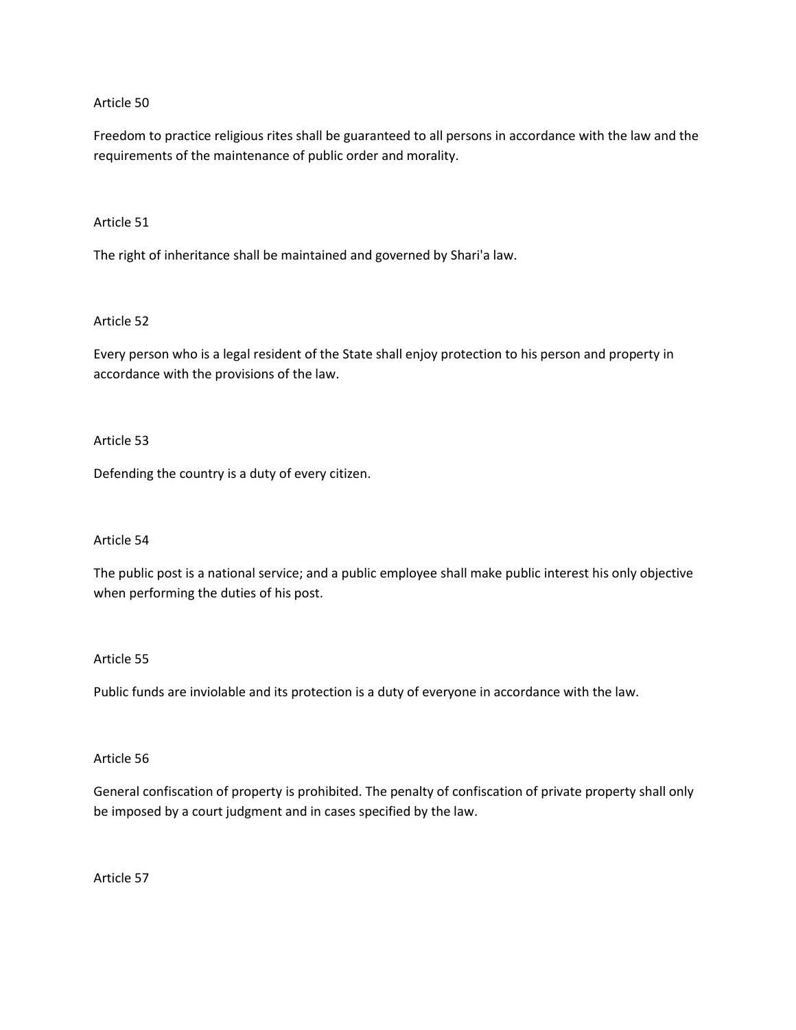Article 50

Freedom to practice religious rites shall be guaranteed to all persons in accordance with the law and the requirements of the maintenance of public order and morality.

Article 51

The right of inheritance shall be maintained and governed by Shari'a law.

Article 52

Every person who is a legal resident of the State shall enjoy protection to his person and property in accordance with the provisions of the law.

Article 53

Defending the country is a duty of every citizen.

Article 54

The public post is a national service; and a public employee shall make public interest his only objective when performing the duties of his post.

Article 55

Public funds are inviolable and its protection is a duty of everyone in accordance with the law.

Article 56

General confiscation of property is prohibited. The penalty of confiscation of private property shall only be imposed by a court judgment and in cases specified by the law.

Article 57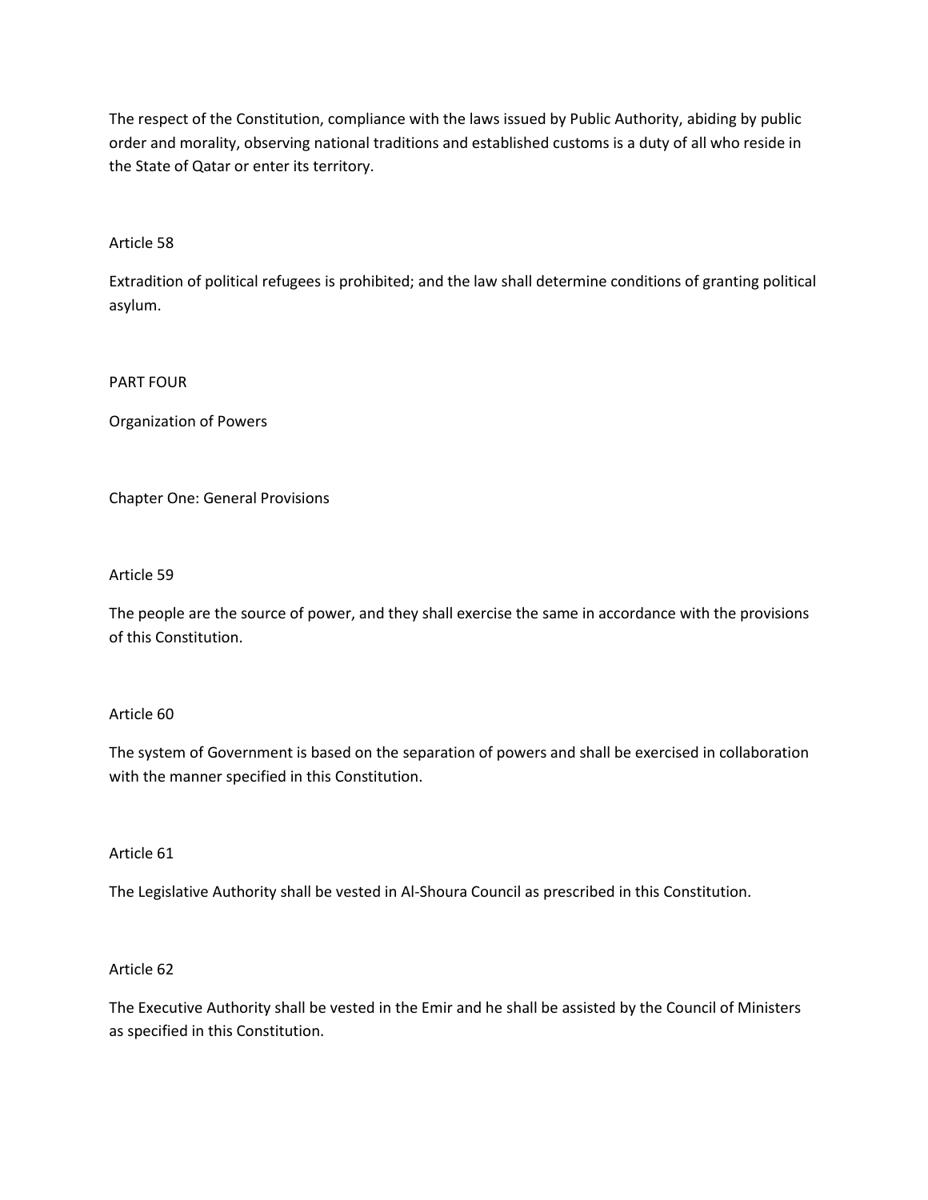The respect of the Constitution, compliance with the laws issued by Public Authority, abiding by public order and morality, observing national traditions and established customs is a duty of all who reside in the State of Qatar or enter its territory.

### Article 58

Extradition of political refugees is prohibited; and the law shall determine conditions of granting political asylum.

# PART FOUR

## Organization of Powers

### Chapter One: General Provisions

### Article 59

The people are the source of power, and they shall exercise the same in accordance with the provisions of this Constitution.

### Article 60

The system of Government is based on the separation of powers and shall be exercised in collaboration with the manner specified in this Constitution.

### Article 61

The Legislative Authority shall be vested in Al-Shoura Council as prescribed in this Constitution.

### Article 62

The Executive Authority shall be vested in the Emir and he shall be assisted by the Council of Ministers as specified in this Constitution.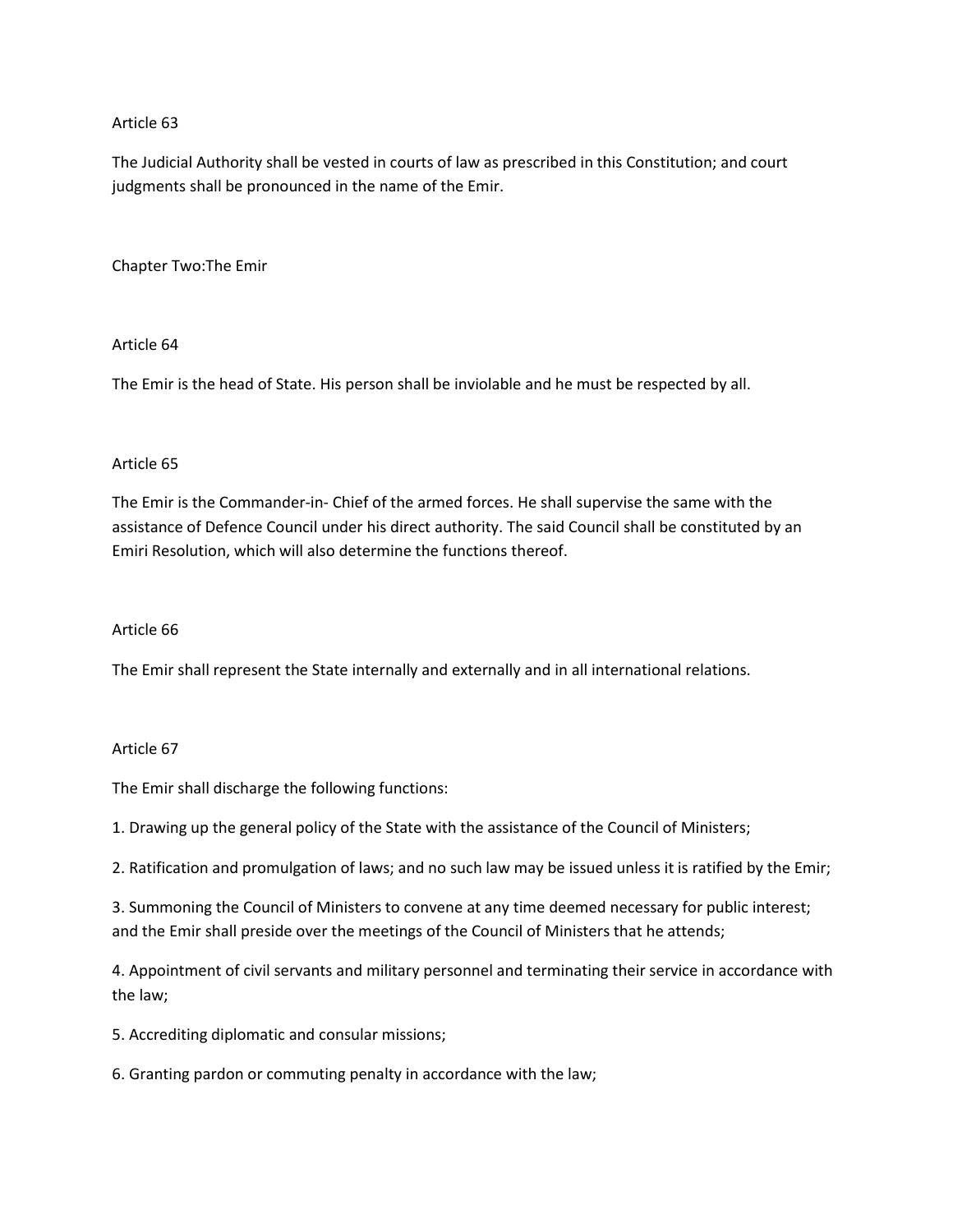Article 63

The Judicial Authority shall be vested in courts of law as prescribed in this Constitution; and court judgments shall be pronounced in the name of the Emir.

## Chapter Two:The Emir

Article 64

The Emir is the head of State. His person shall be inviolable and he must be respected by all.

Article 65

The Emir is the Commander-in- Chief of the armed forces. He shall supervise the same with the assistance of Defence Council under his direct authority. The said Council shall be constituted by an Emiri Resolution, which will also determine the functions thereof.

Article 66

The Emir shall represent the State internally and externally and in all international relations.

Article 67

The Emir shall discharge the following functions:

1. Drawing up the general policy of the State with the assistance of the Council of Ministers;

2. Ratification and promulgation of laws; and no such law may be issued unless it is ratified by the Emir;

3. Summoning the Council of Ministers to convene at any time deemed necessary for public interest; and the Emir shall preside over the meetings of the Council of Ministers that he attends;

4. Appointment of civil servants and military personnel and terminating their service in accordance with the law;

5. Accrediting diplomatic and consular missions;

6. Granting pardon or commuting penalty in accordance with the law;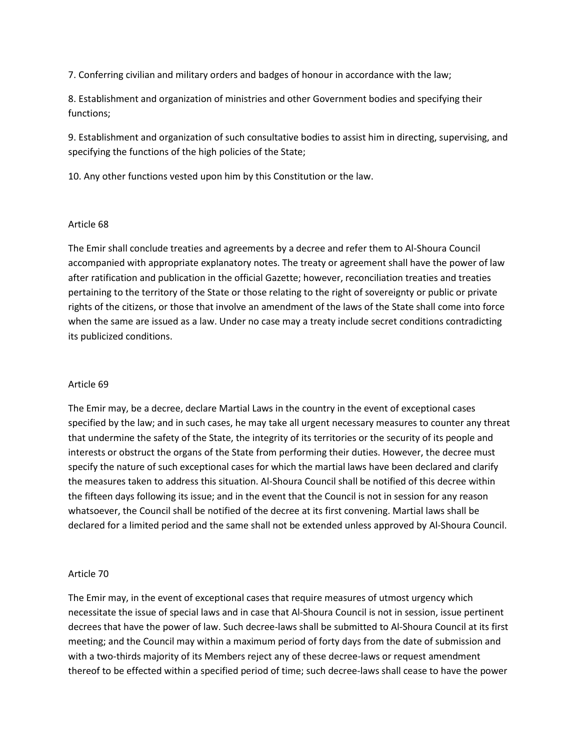7. Conferring civilian and military orders and badges of honour in accordance with the law;

8. Establishment and organization of ministries and other Government bodies and specifying their functions;

9. Establishment and organization of such consultative bodies to assist him in directing, supervising, and specifying the functions of the high policies of the State;

10. Any other functions vested upon him by this Constitution or the law.

Article 68

The Emir shall conclude treaties and agreements by a decree and refer them to Al-Shoura Council accompanied with appropriate explanatory notes. The treaty or agreement shall have the power of law after ratification and publication in the official Gazette; however, reconciliation treaties and treaties pertaining to the territory of the State or those relating to the right of sovereignty or public or private rights of the citizens, or those that involve an amendment of the laws of the State shall come into force when the same are issued as a law. Under no case may a treaty include secret conditions contradicting its publicized conditions.

Article 69

The Emir may, be a decree, declare Martial Laws in the country in the event of exceptional cases specified by the law; and in such cases, he may take all urgent necessary measures to counter any threat that undermine the safety of the State, the integrity of its territories or the security of its people and interests or obstruct the organs of the State from performing their duties. However, the decree must specify the nature of such exceptional cases for which the martial laws have been declared and clarify the measures taken to address this situation. Al-Shoura Council shall be notified of this decree within the fifteen days following its issue; and in the event that the Council is not in session for any reason whatsoever, the Council shall be notified of the decree at its first convening. Martial laws shall be declared for a limited period and the same shall not be extended unless approved by Al-Shoura Council.

Article 70

The Emir may, in the event of exceptional cases that require measures of utmost urgency which necessitate the issue of special laws and in case that Al-Shoura Council is not in session, issue pertinent decrees that have the power of law. Such decree-laws shall be submitted to Al-Shoura Council at its first meeting; and the Council may within a maximum period of forty days from the date of submission and with a two-thirds majority of its Members reject any of these decree-laws or request amendment thereof to be effected within a specified period of time; such decree-laws shall cease to have the power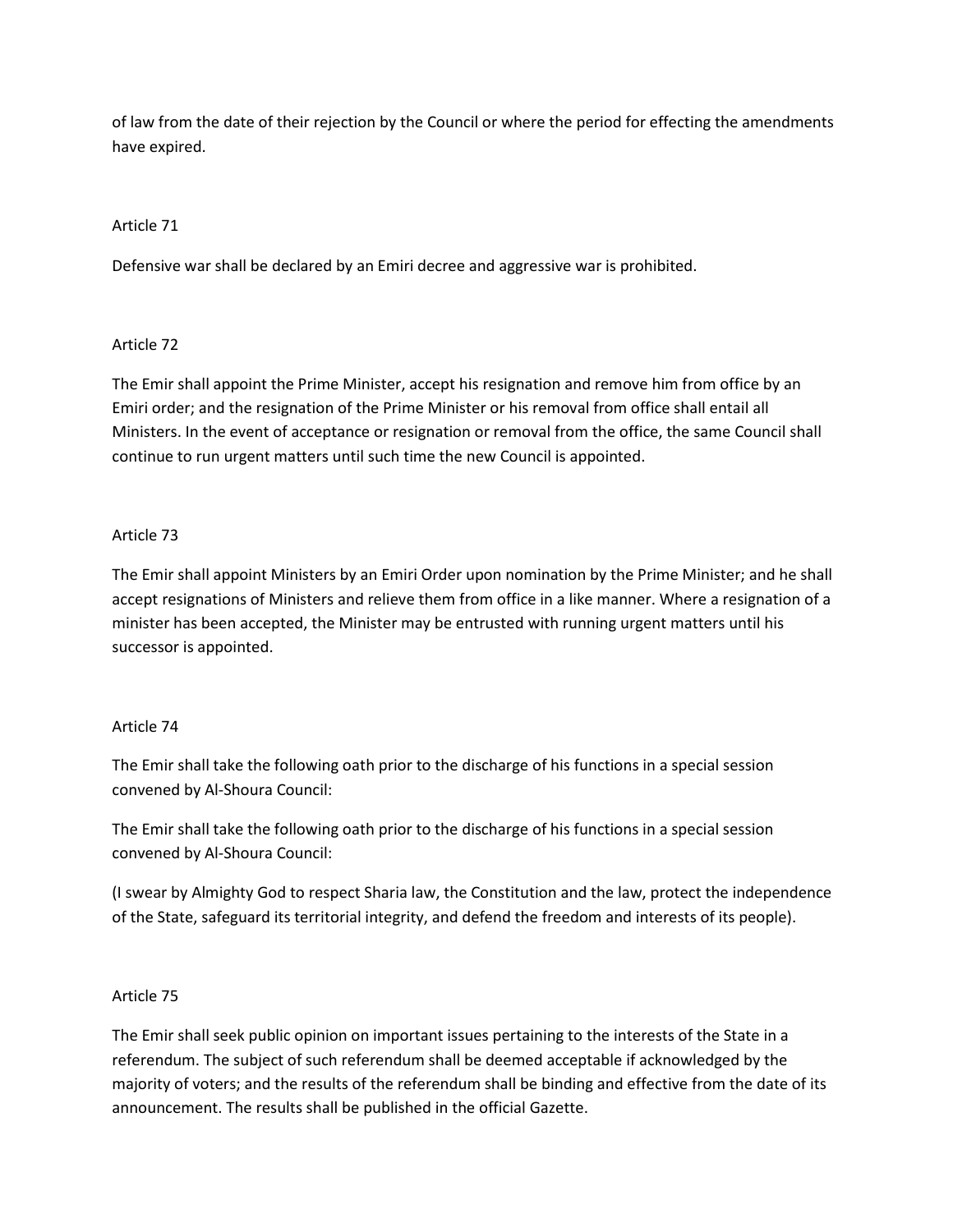of law from the date of their rejection by the Council or where the period for effecting the amendments have expired.

Article 71

Defensive war shall be declared by an Emiri decree and aggressive war is prohibited.

Article 72

The Emir shall appoint the Prime Minister, accept his resignation and remove him from office by an Emiri order; and the resignation of the Prime Minister or his removal from office shall entail all Ministers. In the event of acceptance or resignation or removal from the office, the same Council shall continue to run urgent matters until such time the new Council is appointed.

Article 73

The Emir shall appoint Ministers by an Emiri Order upon nomination by the Prime Minister; and he shall accept resignations of Ministers and relieve them from office in a like manner. Where a resignation of a minister has been accepted, the Minister may be entrusted with running urgent matters until his successor is appointed.

Article 74

The Emir shall take the following oath prior to the discharge of his functions in a special session convened by Al-Shoura Council:

The Emir shall take the following oath prior to the discharge of his functions in a special session convened by Al-Shoura Council:

(I swear by Almighty God to respect Sharia law, the Constitution and the law, protect the independence of the State, safeguard its territorial integrity, and defend the freedom and interests of its people).

Article 75

The Emir shall seek public opinion on important issues pertaining to the interests of the State in a referendum. The subject of such referendum shall be deemed acceptable if acknowledged by the majority of voters; and the results of the referendum shall be binding and effective from the date of its announcement. The results shall be published in the official Gazette.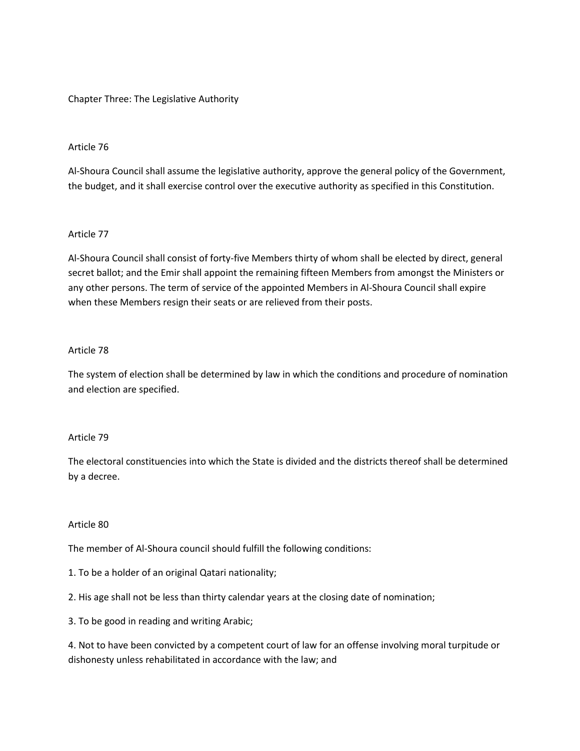## Chapter Three: The Legislative Authority

### Article 76

Al-Shoura Council shall assume the legislative authority, approve the general policy of the Government, the budget, and it shall exercise control over the executive authority as specified in this Constitution.

### Article 77

Al-Shoura Council shall consist of forty-five Members thirty of whom shall be elected by direct, general secret ballot; and the Emir shall appoint the remaining fifteen Members from amongst the Ministers or any other persons. The term of service of the appointed Members in Al-Shoura Council shall expire when these Members resign their seats or are relieved from their posts.

### Article 78

The system of election shall be determined by law in which the conditions and procedure of nomination and election are specified.

### Article 79

The electoral constituencies into which the State is divided and the districts thereof shall be determined by a decree.

### Article 80

The member of Al-Shoura council should fulfill the following conditions:

1. To be a holder of an original Qatari nationality;
2. His age shall not be less than thirty calendar years at the closing date of nomination;
3. To be good in reading and writing Arabic;
4. Not to have been convicted by a competent court of law for an offense involving moral turpitude or dishonesty unless rehabilitated in accordance with the law; and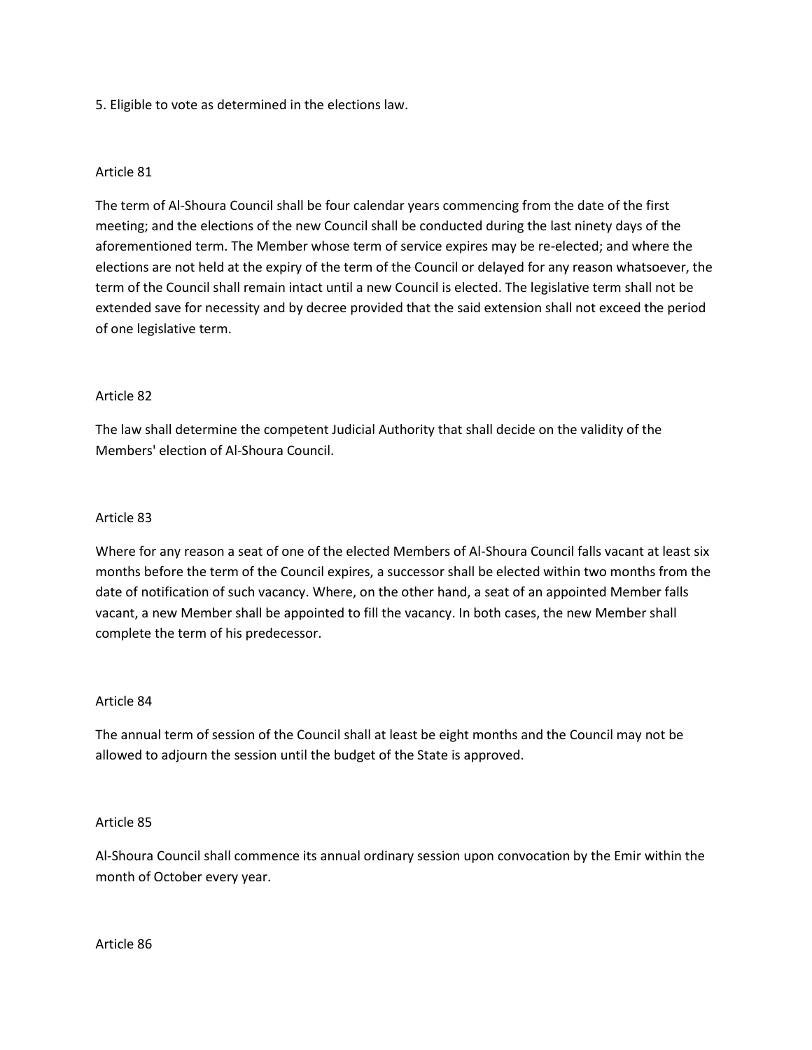5. Eligible to vote as determined in the elections law.

Article 81

The term of Al-Shoura Council shall be four calendar years commencing from the date of the first meeting; and the elections of the new Council shall be conducted during the last ninety days of the aforementioned term. The Member whose term of service expires may be re-elected; and where the elections are not held at the expiry of the term of the Council or delayed for any reason whatsoever, the term of the Council shall remain intact until a new Council is elected. The legislative term shall not be extended save for necessity and by decree provided that the said extension shall not exceed the period of one legislative term.

Article 82

The law shall determine the competent Judicial Authority that shall decide on the validity of the Members' election of Al-Shoura Council.

Article 83

Where for any reason a seat of one of the elected Members of Al-Shoura Council falls vacant at least six months before the term of the Council expires, a successor shall be elected within two months from the date of notification of such vacancy. Where, on the other hand, a seat of an appointed Member falls vacant, a new Member shall be appointed to fill the vacancy. In both cases, the new Member shall complete the term of his predecessor.

Article 84

The annual term of session of the Council shall at least be eight months and the Council may not be allowed to adjourn the session until the budget of the State is approved.

Article 85

Al-Shoura Council shall commence its annual ordinary session upon convocation by the Emir within the month of October every year.

Article 86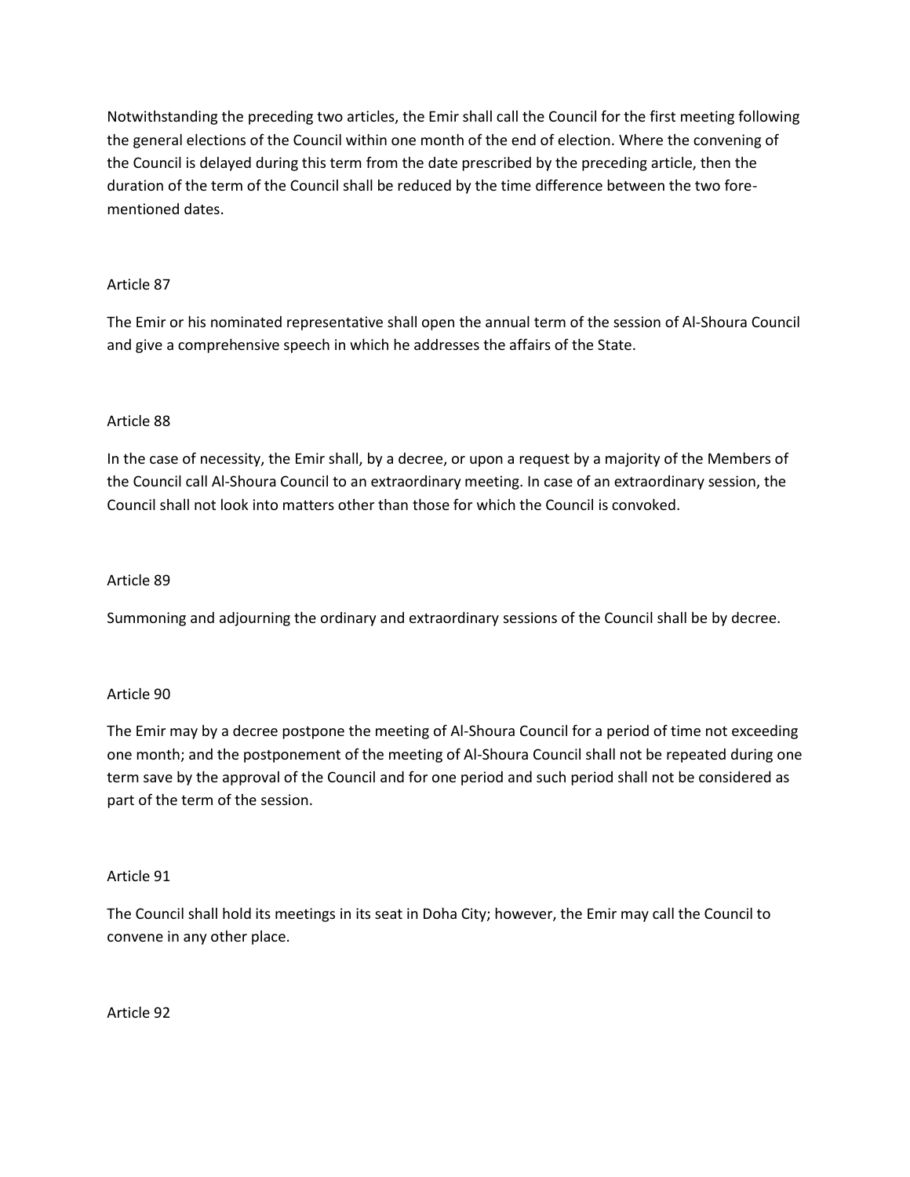Notwithstanding the preceding two articles, the Emir shall call the Council for the first meeting following the general elections of the Council within one month of the end of election. Where the convening of the Council is delayed during this term from the date prescribed by the preceding article, then the duration of the term of the Council shall be reduced by the time difference between the two fore-mentioned dates.

Article 87

The Emir or his nominated representative shall open the annual term of the session of Al-Shoura Council and give a comprehensive speech in which he addresses the affairs of the State.

Article 88

In the case of necessity, the Emir shall, by a decree, or upon a request by a majority of the Members of the Council call Al-Shoura Council to an extraordinary meeting. In case of an extraordinary session, the Council shall not look into matters other than those for which the Council is convoked.

Article 89

Summoning and adjourning the ordinary and extraordinary sessions of the Council shall be by decree.

Article 90

The Emir may by a decree postpone the meeting of Al-Shoura Council for a period of time not exceeding one month; and the postponement of the meeting of Al-Shoura Council shall not be repeated during one term save by the approval of the Council and for one period and such period shall not be considered as part of the term of the session.

Article 91

The Council shall hold its meetings in its seat in Doha City; however, the Emir may call the Council to convene in any other place.

Article 92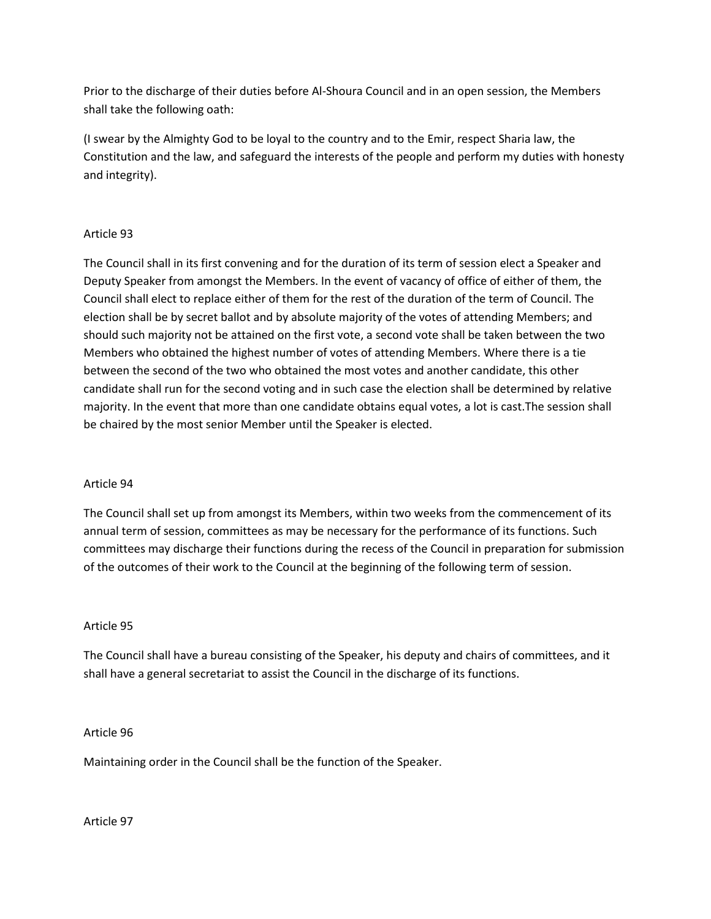Prior to the discharge of their duties before Al-Shoura Council and in an open session, the Members shall take the following oath:

(I swear by the Almighty God to be loyal to the country and to the Emir, respect Sharia law, the Constitution and the law, and safeguard the interests of the people and perform my duties with honesty and integrity).

## Article 93

The Council shall in its first convening and for the duration of its term of session elect a Speaker and Deputy Speaker from amongst the Members. In the event of vacancy of office of either of them, the Council shall elect to replace either of them for the rest of the duration of the term of Council. The election shall be by secret ballot and by absolute majority of the votes of attending Members; and should such majority not be attained on the first vote, a second vote shall be taken between the two Members who obtained the highest number of votes of attending Members. Where there is a tie between the second of the two who obtained the most votes and another candidate, this other candidate shall run for the second voting and in such case the election shall be determined by relative majority. In the event that more than one candidate obtains equal votes, a lot is cast.The session shall be chaired by the most senior Member until the Speaker is elected.

## Article 94

The Council shall set up from amongst its Members, within two weeks from the commencement of its annual term of session, committees as may be necessary for the performance of its functions. Such committees may discharge their functions during the recess of the Council in preparation for submission of the outcomes of their work to the Council at the beginning of the following term of session.

## Article 95

The Council shall have a bureau consisting of the Speaker, his deputy and chairs of committees, and it shall have a general secretariat to assist the Council in the discharge of its functions.

## Article 96

Maintaining order in the Council shall be the function of the Speaker.

## Article 97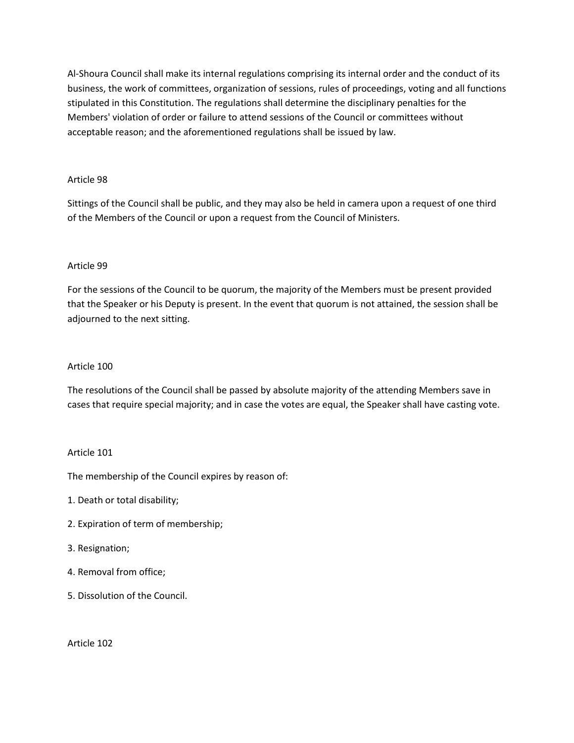Al-Shoura Council shall make its internal regulations comprising its internal order and the conduct of its business, the work of committees, organization of sessions, rules of proceedings, voting and all functions stipulated in this Constitution. The regulations shall determine the disciplinary penalties for the Members' violation of order or failure to attend sessions of the Council or committees without acceptable reason; and the aforementioned regulations shall be issued by law.

Article 98

Sittings of the Council shall be public, and they may also be held in camera upon a request of one third of the Members of the Council or upon a request from the Council of Ministers.

Article 99

For the sessions of the Council to be quorum, the majority of the Members must be present provided that the Speaker or his Deputy is present. In the event that quorum is not attained, the session shall be adjourned to the next sitting.

Article 100

The resolutions of the Council shall be passed by absolute majority of the attending Members save in cases that require special majority; and in case the votes are equal, the Speaker shall have casting vote.

Article 101

The membership of the Council expires by reason of:

1. Death or total disability;

2. Expiration of term of membership;

3. Resignation;

4. Removal from office;

5. Dissolution of the Council.

Article 102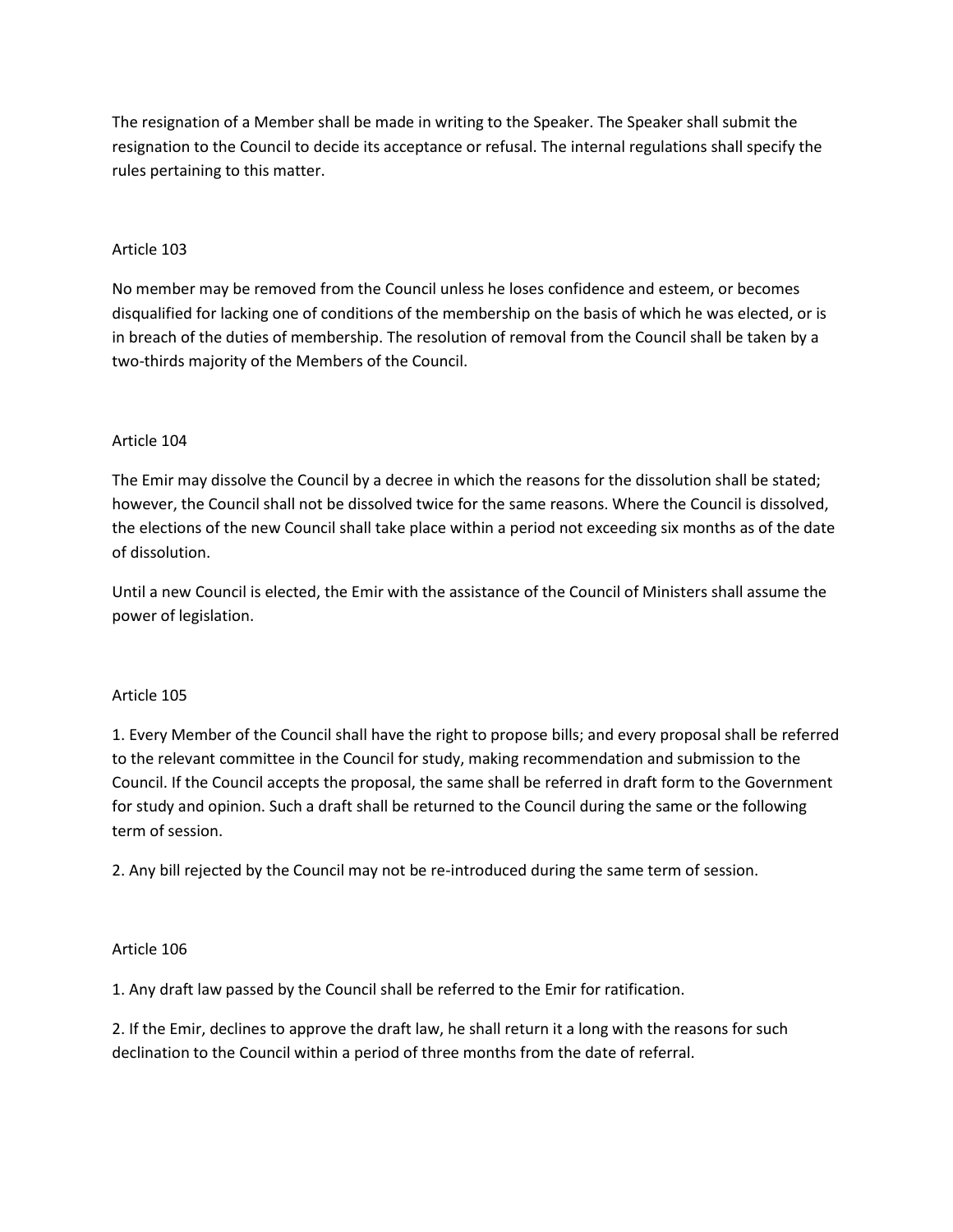The resignation of a Member shall be made in writing to the Speaker. The Speaker shall submit the resignation to the Council to decide its acceptance or refusal. The internal regulations shall specify the rules pertaining to this matter.

## Article 103

No member may be removed from the Council unless he loses confidence and esteem, or becomes disqualified for lacking one of conditions of the membership on the basis of which he was elected, or is in breach of the duties of membership. The resolution of removal from the Council shall be taken by a two-thirds majority of the Members of the Council.

## Article 104

The Emir may dissolve the Council by a decree in which the reasons for the dissolution shall be stated; however, the Council shall not be dissolved twice for the same reasons. Where the Council is dissolved, the elections of the new Council shall take place within a period not exceeding six months as of the date of dissolution.

Until a new Council is elected, the Emir with the assistance of the Council of Ministers shall assume the power of legislation.

## Article 105

1. Every Member of the Council shall have the right to propose bills; and every proposal shall be referred to the relevant committee in the Council for study, making recommendation and submission to the Council. If the Council accepts the proposal, the same shall be referred in draft form to the Government for study and opinion. Such a draft shall be returned to the Council during the same or the following term of session.

2. Any bill rejected by the Council may not be re-introduced during the same term of session.

## Article 106

1. Any draft law passed by the Council shall be referred to the Emir for ratification.

2. If the Emir, declines to approve the draft law, he shall return it a long with the reasons for such declination to the Council within a period of three months from the date of referral.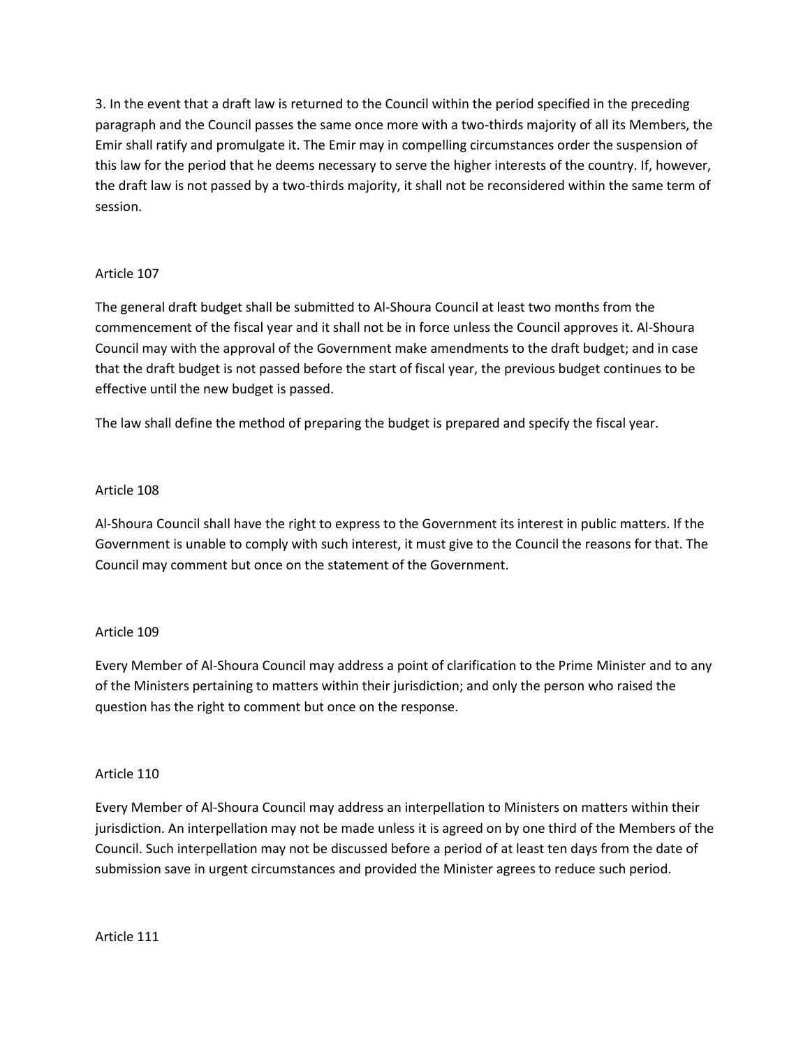3. In the event that a draft law is returned to the Council within the period specified in the preceding paragraph and the Council passes the same once more with a two-thirds majority of all its Members, the Emir shall ratify and promulgate it. The Emir may in compelling circumstances order the suspension of this law for the period that he deems necessary to serve the higher interests of the country. If, however, the draft law is not passed by a two-thirds majority, it shall not be reconsidered within the same term of session.

## Article 107

The general draft budget shall be submitted to Al-Shoura Council at least two months from the commencement of the fiscal year and it shall not be in force unless the Council approves it. Al-Shoura Council may with the approval of the Government make amendments to the draft budget; and in case that the draft budget is not passed before the start of fiscal year, the previous budget continues to be effective until the new budget is passed.

The law shall define the method of preparing the budget is prepared and specify the fiscal year.

## Article 108

Al-Shoura Council shall have the right to express to the Government its interest in public matters. If the Government is unable to comply with such interest, it must give to the Council the reasons for that. The Council may comment but once on the statement of the Government.

## Article 109

Every Member of Al-Shoura Council may address a point of clarification to the Prime Minister and to any of the Ministers pertaining to matters within their jurisdiction; and only the person who raised the question has the right to comment but once on the response.

## Article 110

Every Member of Al-Shoura Council may address an interpellation to Ministers on matters within their jurisdiction. An interpellation may not be made unless it is agreed on by one third of the Members of the Council. Such interpellation may not be discussed before a period of at least ten days from the date of submission save in urgent circumstances and provided the Minister agrees to reduce such period.

## Article 111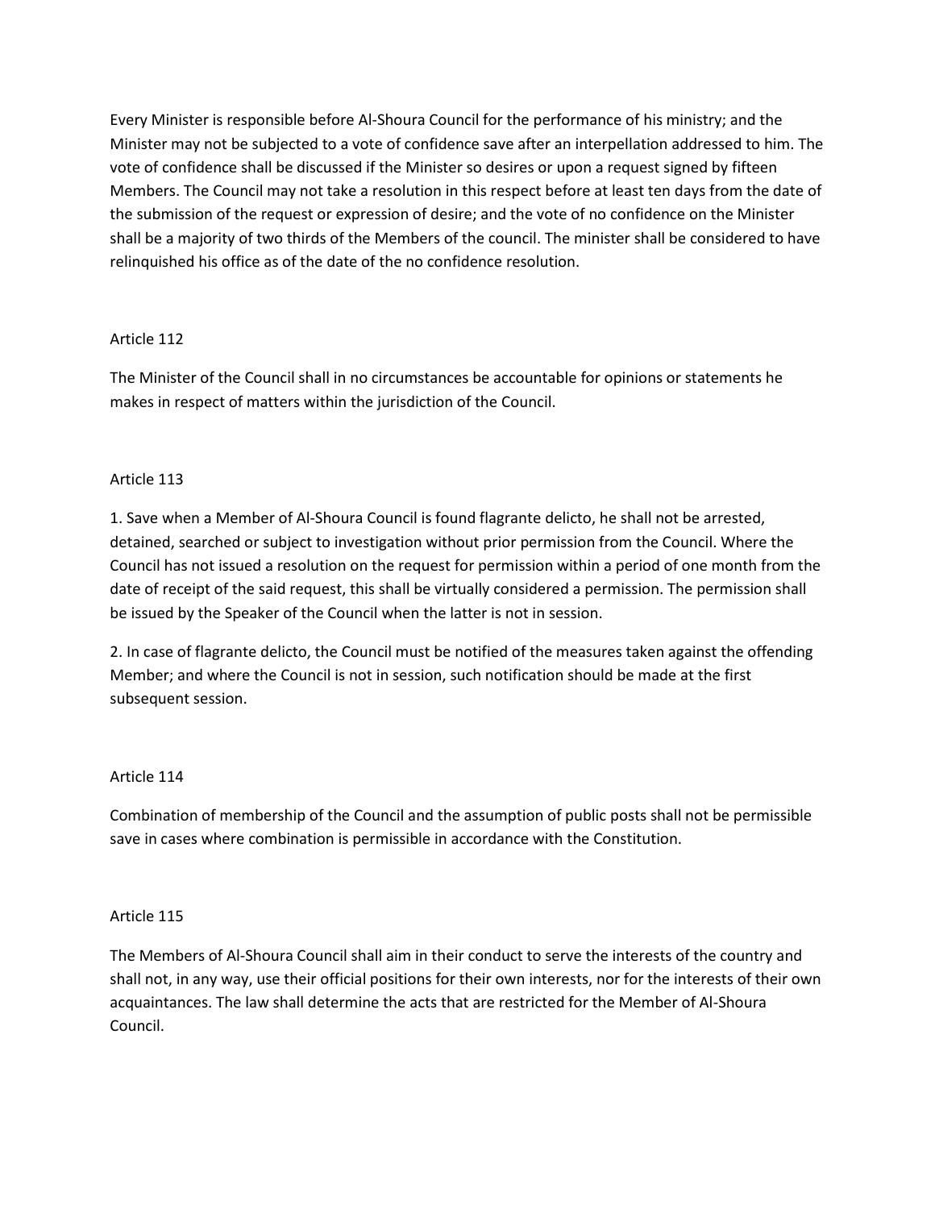Every Minister is responsible before Al-Shoura Council for the performance of his ministry; and the Minister may not be subjected to a vote of confidence save after an interpellation addressed to him. The vote of confidence shall be discussed if the Minister so desires or upon a request signed by fifteen Members. The Council may not take a resolution in this respect before at least ten days from the date of the submission of the request or expression of desire; and the vote of no confidence on the Minister shall be a majority of two thirds of the Members of the council. The minister shall be considered to have relinquished his office as of the date of the no confidence resolution.

Article 112

The Minister of the Council shall in no circumstances be accountable for opinions or statements he makes in respect of matters within the jurisdiction of the Council.

Article 113

1. Save when a Member of Al-Shoura Council is found flagrante delicto, he shall not be arrested, detained, searched or subject to investigation without prior permission from the Council. Where the Council has not issued a resolution on the request for permission within a period of one month from the date of receipt of the said request, this shall be virtually considered a permission. The permission shall be issued by the Speaker of the Council when the latter is not in session.

2. In case of flagrante delicto, the Council must be notified of the measures taken against the offending Member; and where the Council is not in session, such notification should be made at the first subsequent session.

Article 114

Combination of membership of the Council and the assumption of public posts shall not be permissible save in cases where combination is permissible in accordance with the Constitution.

Article 115

The Members of Al-Shoura Council shall aim in their conduct to serve the interests of the country and shall not, in any way, use their official positions for their own interests, nor for the interests of their own acquaintances. The law shall determine the acts that are restricted for the Member of Al-Shoura Council.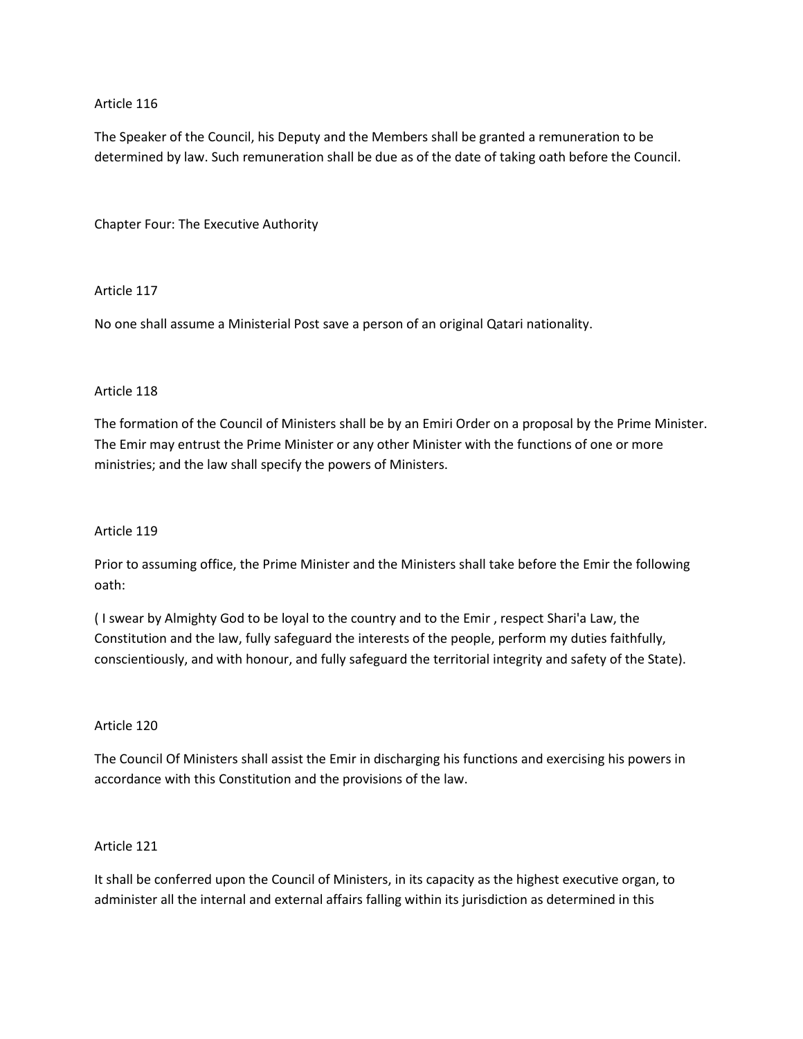Article 116

The Speaker of the Council, his Deputy and the Members shall be granted a remuneration to be determined by law. Such remuneration shall be due as of the date of taking oath before the Council.

## Chapter Four: The Executive Authority

Article 117

No one shall assume a Ministerial Post save a person of an original Qatari nationality.

Article 118

The formation of the Council of Ministers shall be by an Emiri Order on a proposal by the Prime Minister. The Emir may entrust the Prime Minister or any other Minister with the functions of one or more ministries; and the law shall specify the powers of Ministers.

Article 119

Prior to assuming office, the Prime Minister and the Ministers shall take before the Emir the following oath:

( I swear by Almighty God to be loyal to the country and to the Emir , respect Shari'a Law, the Constitution and the law, fully safeguard the interests of the people, perform my duties faithfully, conscientiously, and with honour, and fully safeguard the territorial integrity and safety of the State).

Article 120

The Council Of Ministers shall assist the Emir in discharging his functions and exercising his powers in accordance with this Constitution and the provisions of the law.

Article 121

It shall be conferred upon the Council of Ministers, in its capacity as the highest executive organ, to administer all the internal and external affairs falling within its jurisdiction as determined in this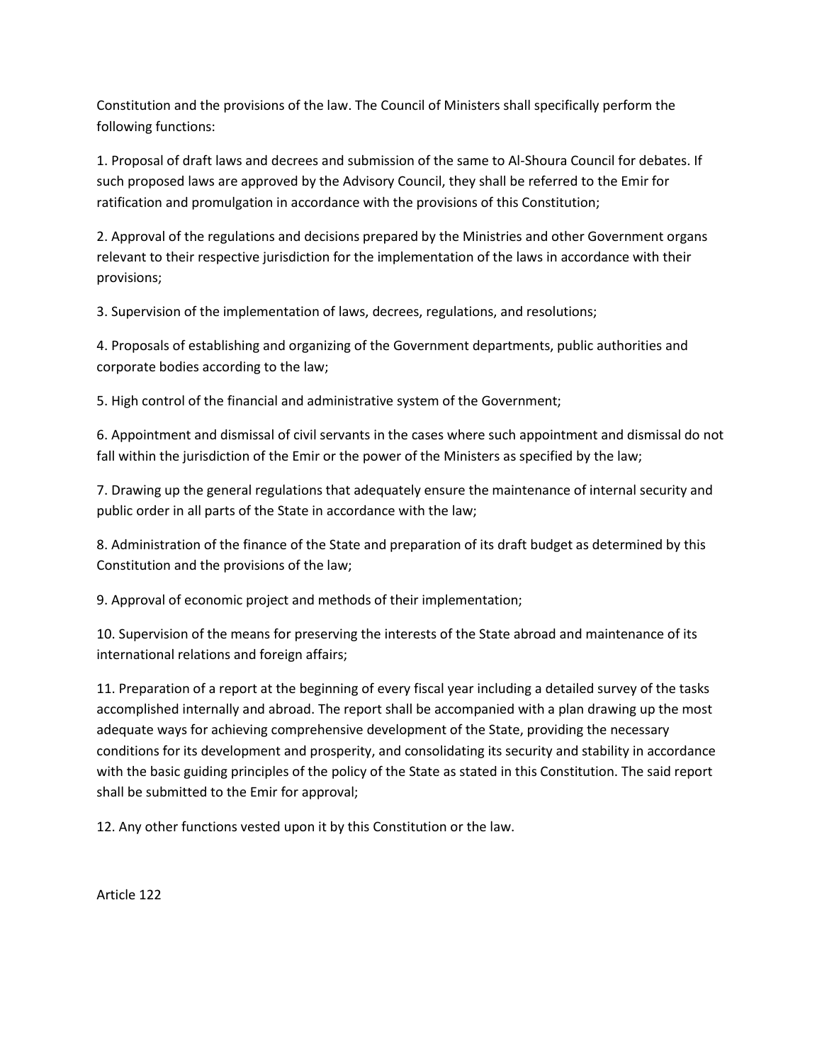Constitution and the provisions of the law. The Council of Ministers shall specifically perform the following functions:

1. Proposal of draft laws and decrees and submission of the same to Al-Shoura Council for debates. If such proposed laws are approved by the Advisory Council, they shall be referred to the Emir for ratification and promulgation in accordance with the provisions of this Constitution;

2. Approval of the regulations and decisions prepared by the Ministries and other Government organs relevant to their respective jurisdiction for the implementation of the laws in accordance with their provisions;

3. Supervision of the implementation of laws, decrees, regulations, and resolutions;

4. Proposals of establishing and organizing of the Government departments, public authorities and corporate bodies according to the law;

5. High control of the financial and administrative system of the Government;

6. Appointment and dismissal of civil servants in the cases where such appointment and dismissal do not fall within the jurisdiction of the Emir or the power of the Ministers as specified by the law;

7. Drawing up the general regulations that adequately ensure the maintenance of internal security and public order in all parts of the State in accordance with the law;

8. Administration of the finance of the State and preparation of its draft budget as determined by this Constitution and the provisions of the law;

9. Approval of economic project and methods of their implementation;

10. Supervision of the means for preserving the interests of the State abroad and maintenance of its international relations and foreign affairs;

11. Preparation of a report at the beginning of every fiscal year including a detailed survey of the tasks accomplished internally and abroad. The report shall be accompanied with a plan drawing up the most adequate ways for achieving comprehensive development of the State, providing the necessary conditions for its development and prosperity, and consolidating its security and stability in accordance with the basic guiding principles of the policy of the State as stated in this Constitution. The said report shall be submitted to the Emir for approval;

12. Any other functions vested upon it by this Constitution or the law.

Article 122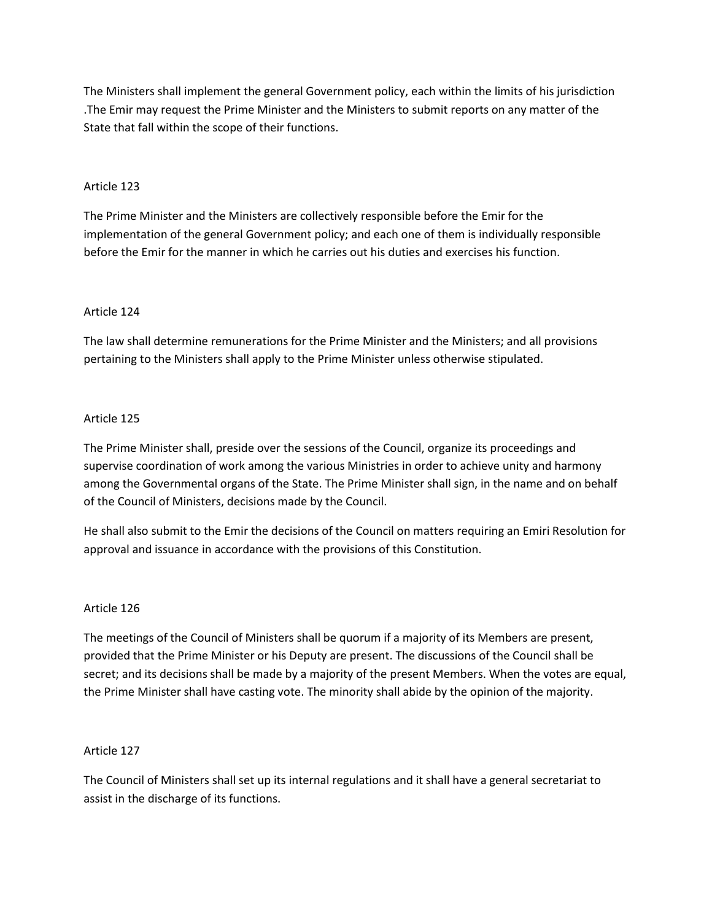The Ministers shall implement the general Government policy, each within the limits of his jurisdiction .The Emir may request the Prime Minister and the Ministers to submit reports on any matter of the State that fall within the scope of their functions.

Article 123

The Prime Minister and the Ministers are collectively responsible before the Emir for the implementation of the general Government policy; and each one of them is individually responsible before the Emir for the manner in which he carries out his duties and exercises his function.

Article 124

The law shall determine remunerations for the Prime Minister and the Ministers; and all provisions pertaining to the Ministers shall apply to the Prime Minister unless otherwise stipulated.

Article 125

The Prime Minister shall, preside over the sessions of the Council, organize its proceedings and supervise coordination of work among the various Ministries in order to achieve unity and harmony among the Governmental organs of the State. The Prime Minister shall sign, in the name and on behalf of the Council of Ministers, decisions made by the Council.

He shall also submit to the Emir the decisions of the Council on matters requiring an Emiri Resolution for approval and issuance in accordance with the provisions of this Constitution.

Article 126

The meetings of the Council of Ministers shall be quorum if a majority of its Members are present, provided that the Prime Minister or his Deputy are present. The discussions of the Council shall be secret; and its decisions shall be made by a majority of the present Members. When the votes are equal, the Prime Minister shall have casting vote. The minority shall abide by the opinion of the majority.

Article 127

The Council of Ministers shall set up its internal regulations and it shall have a general secretariat to assist in the discharge of its functions.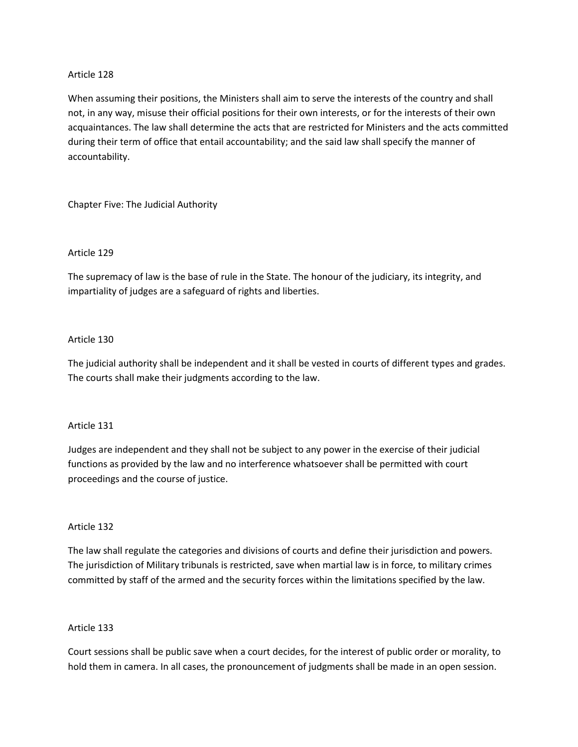Article 128

When assuming their positions, the Ministers shall aim to serve the interests of the country and shall not, in any way, misuse their official positions for their own interests, or for the interests of their own acquaintances. The law shall determine the acts that are restricted for Ministers and the acts committed during their term of office that entail accountability; and the said law shall specify the manner of accountability.

## Chapter Five: The Judicial Authority

Article 129

The supremacy of law is the base of rule in the State. The honour of the judiciary, its integrity, and impartiality of judges are a safeguard of rights and liberties.

Article 130

The judicial authority shall be independent and it shall be vested in courts of different types and grades. The courts shall make their judgments according to the law.

Article 131

Judges are independent and they shall not be subject to any power in the exercise of their judicial functions as provided by the law and no interference whatsoever shall be permitted with court proceedings and the course of justice.

Article 132

The law shall regulate the categories and divisions of courts and define their jurisdiction and powers. The jurisdiction of Military tribunals is restricted, save when martial law is in force, to military crimes committed by staff of the armed and the security forces within the limitations specified by the law.

Article 133

Court sessions shall be public save when a court decides, for the interest of public order or morality, to hold them in camera. In all cases, the pronouncement of judgments shall be made in an open session.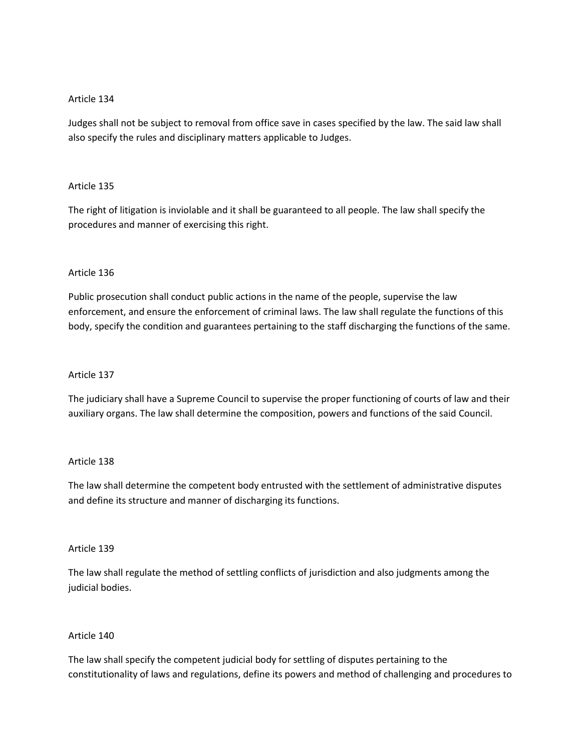Article 134

Judges shall not be subject to removal from office save in cases specified by the law. The said law shall also specify the rules and disciplinary matters applicable to Judges.

Article 135

The right of litigation is inviolable and it shall be guaranteed to all people. The law shall specify the procedures and manner of exercising this right.

Article 136

Public prosecution shall conduct public actions in the name of the people, supervise the law enforcement, and ensure the enforcement of criminal laws. The law shall regulate the functions of this body, specify the condition and guarantees pertaining to the staff discharging the functions of the same.

Article 137

The judiciary shall have a Supreme Council to supervise the proper functioning of courts of law and their auxiliary organs. The law shall determine the composition, powers and functions of the said Council.

Article 138

The law shall determine the competent body entrusted with the settlement of administrative disputes and define its structure and manner of discharging its functions.

Article 139

The law shall regulate the method of settling conflicts of jurisdiction and also judgments among the judicial bodies.

Article 140

The law shall specify the competent judicial body for settling of disputes pertaining to the constitutionality of laws and regulations, define its powers and method of challenging and procedures to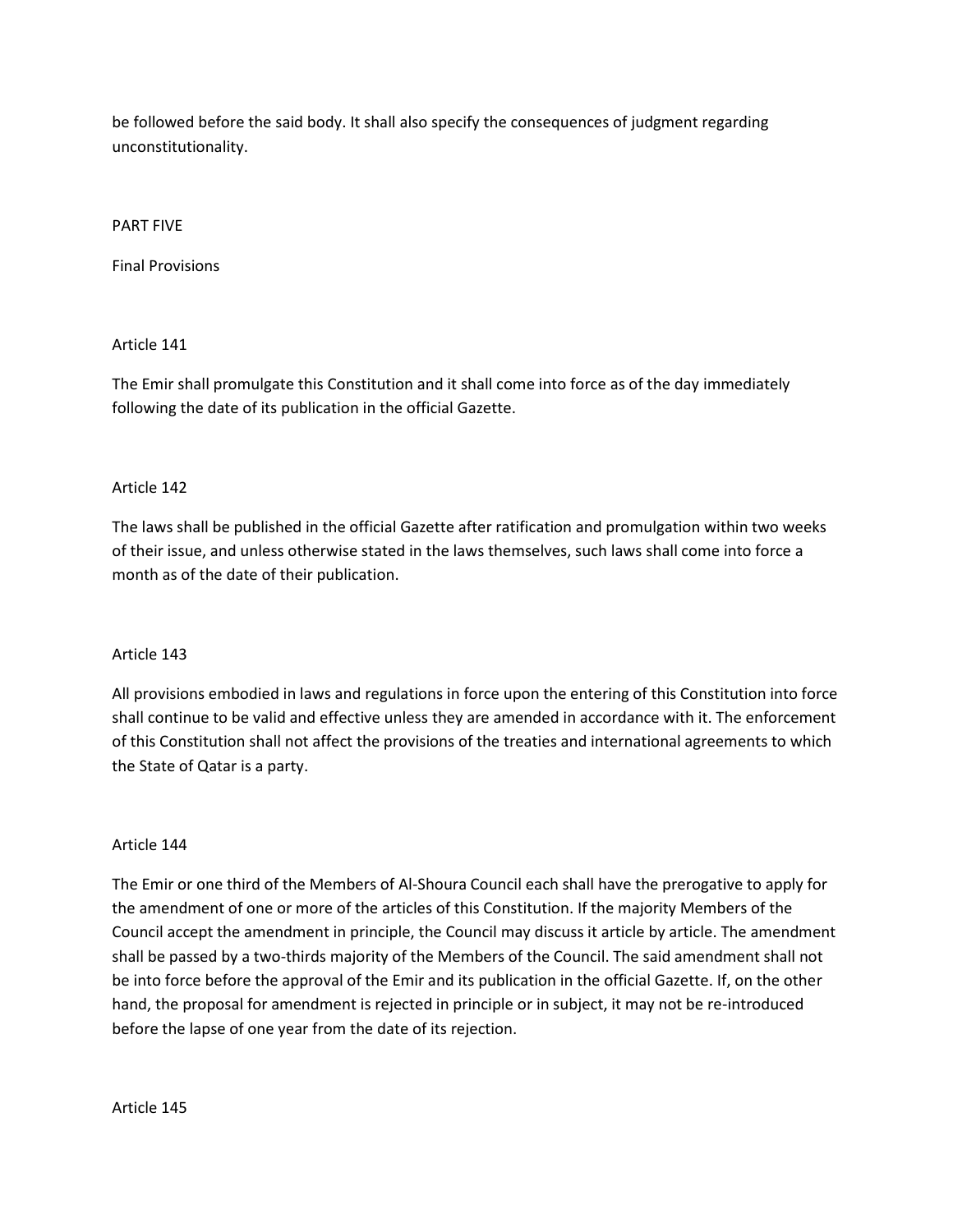be followed before the said body. It shall also specify the consequences of judgment regarding unconstitutionality.

## PART FIVE

## Final Provisions

### Article 141

The Emir shall promulgate this Constitution and it shall come into force as of the day immediately following the date of its publication in the official Gazette.

### Article 142

The laws shall be published in the official Gazette after ratification and promulgation within two weeks of their issue, and unless otherwise stated in the laws themselves, such laws shall come into force a month as of the date of their publication.

### Article 143

All provisions embodied in laws and regulations in force upon the entering of this Constitution into force shall continue to be valid and effective unless they are amended in accordance with it. The enforcement of this Constitution shall not affect the provisions of the treaties and international agreements to which the State of Qatar is a party.

### Article 144

The Emir or one third of the Members of Al-Shoura Council each shall have the prerogative to apply for the amendment of one or more of the articles of this Constitution. If the majority Members of the Council accept the amendment in principle, the Council may discuss it article by article. The amendment shall be passed by a two-thirds majority of the Members of the Council. The said amendment shall not be into force before the approval of the Emir and its publication in the official Gazette. If, on the other hand, the proposal for amendment is rejected in principle or in subject, it may not be re-introduced before the lapse of one year from the date of its rejection.

### Article 145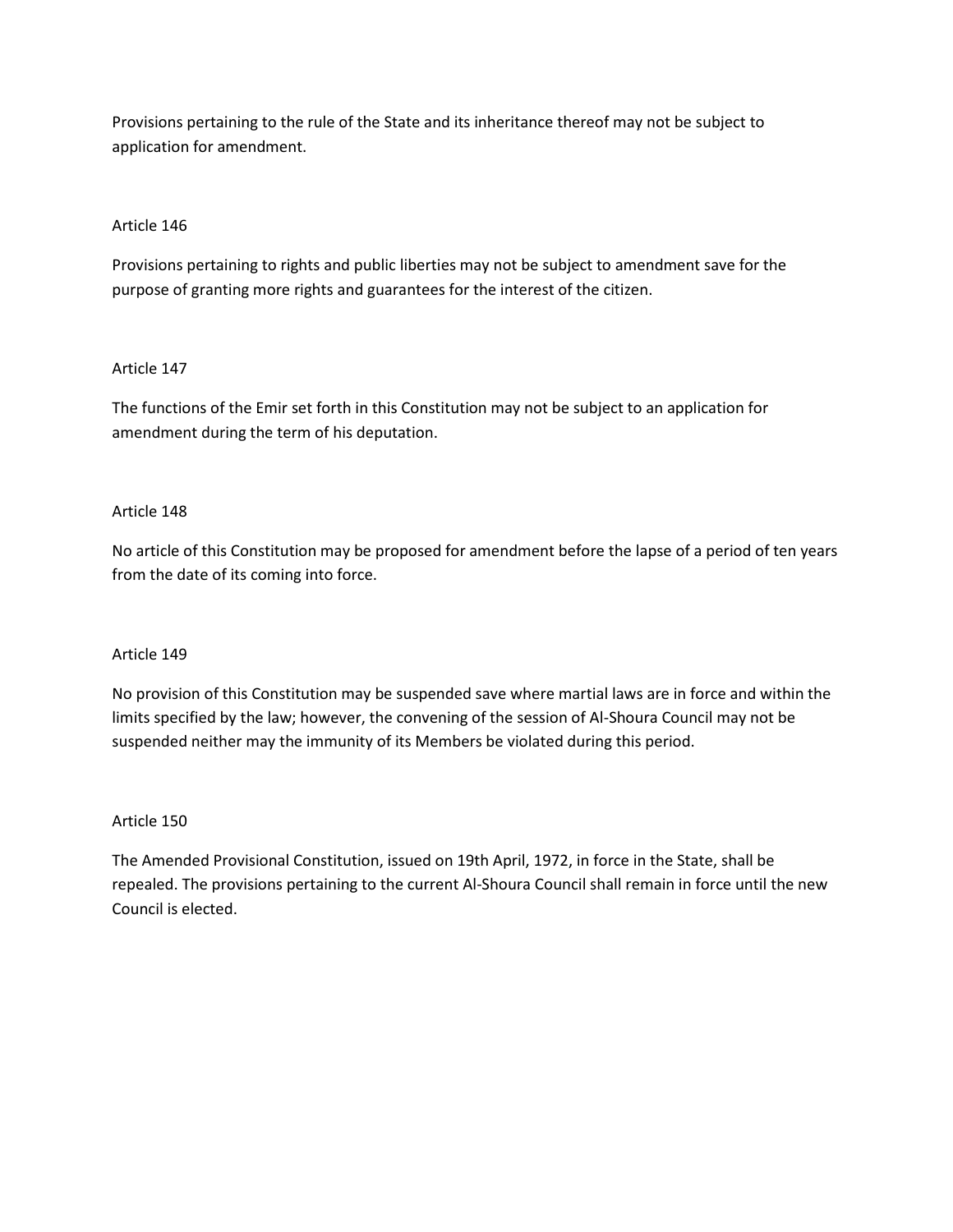Provisions pertaining to the rule of the State and its inheritance thereof may not be subject to application for amendment.

Article 146

Provisions pertaining to rights and public liberties may not be subject to amendment save for the purpose of granting more rights and guarantees for the interest of the citizen.

Article 147

The functions of the Emir set forth in this Constitution may not be subject to an application for amendment during the term of his deputation.

Article 148

No article of this Constitution may be proposed for amendment before the lapse of a period of ten years from the date of its coming into force.

Article 149

No provision of this Constitution may be suspended save where martial laws are in force and within the limits specified by the law; however, the convening of the session of Al-Shoura Council may not be suspended neither may the immunity of its Members be violated during this period.

Article 150

The Amended Provisional Constitution, issued on 19th April, 1972, in force in the State, shall be repealed. The provisions pertaining to the current Al-Shoura Council shall remain in force until the new Council is elected.